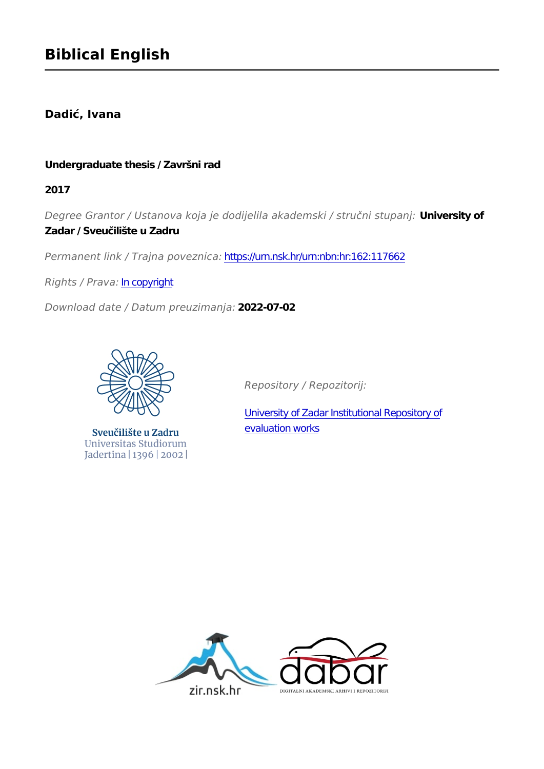# Biblical English

**Dadić, Ivana**

**Undergraduate thesis / Završni rad**

**2017**

*Degree Grantor / Ustanova koja je dodijelila akademski / stručni stupanj:* **University of Zadar / Sveučilište u Zadru**

*Permanent link / Trajna poveznica:* https://urn.nsk.hr/urn:nbn:hr:162:117662

*Rights / Prava:* In copyright

*Download date / Datum preuzimanja:* **2022-07-02**

Sveučilište u Zadru
Universitas Studiorum Jadertina | 1396 | 2002 |

*Repository / Repozitorij:*

University of Zadar Institutional Repository of evaluation works

zir.nsk.hr

dabar
DIGITALNI AKADEMSKI ARHIVI I REPOZITORIJI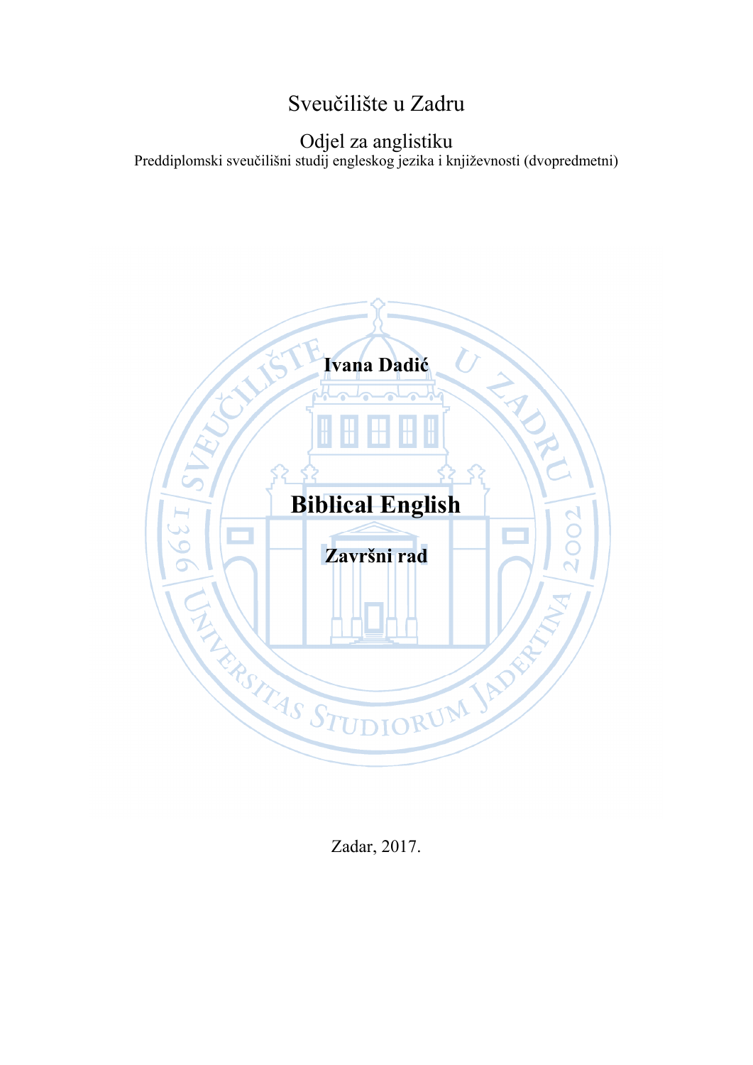Sveučilište u Zadru

Odjel za anglistiku

Preddiplomski sveučilišni studij engleskog jezika i književnosti (dvopredmetni)

**Ivana Dadić**

# Biblical English

**Završni rad**

Zadar, 2017.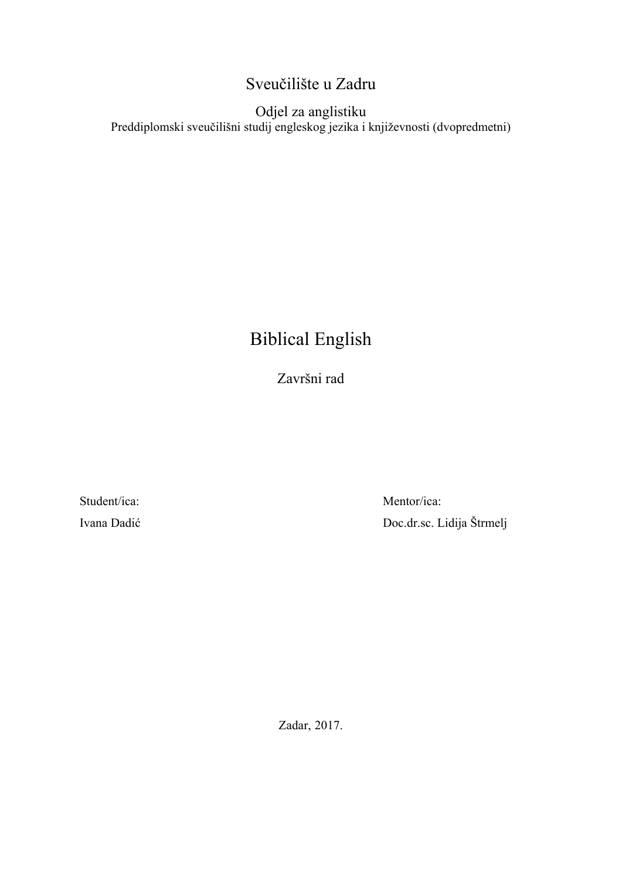Sveučilište u Zadru

Odjel za anglistiku

Preddiplomski sveučilišni studij engleskog jezika i književnosti (dvopredmetni)

# Biblical English

Završni rad

| Student/ica: | Mentor/ica: |
| --- | --- |
| Ivana Dadić | Doc.dr.sc. Lidija Štrmelj |

Zadar, 2017.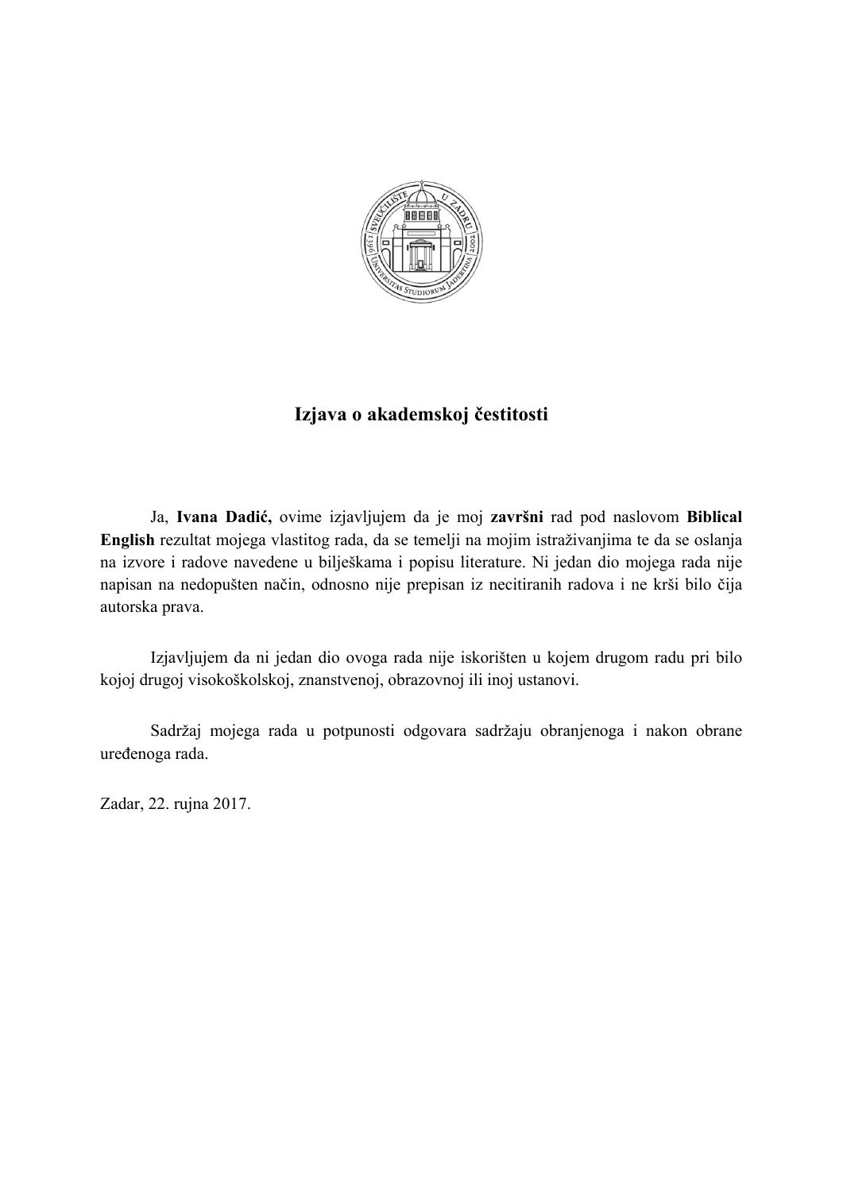# Izjava o akademskoj čestitosti

Ja, **Ivana Dadić,** ovime izjavljujem da je moj **završni** rad pod naslovom **Biblical English** rezultat mojega vlastitog rada, da se temelji na mojim istraživanjima te da se oslanja na izvore i radove navedene u bilješkama i popisu literature. Ni jedan dio mojega rada nije napisan na nedopušten način, odnosno nije prepisan iz necitiranih radova i ne krši bilo čija autorska prava.

Izjavljujem da ni jedan dio ovoga rada nije iskorišten u kojem drugom radu pri bilo kojoj drugoj visokoškolskoj, znanstvenoj, obrazovnoj ili inoj ustanovi.

Sadržaj mojega rada u potpunosti odgovara sadržaju obranjenoga i nakon obrane uređenoga rada.

Zadar, 22. rujna 2017.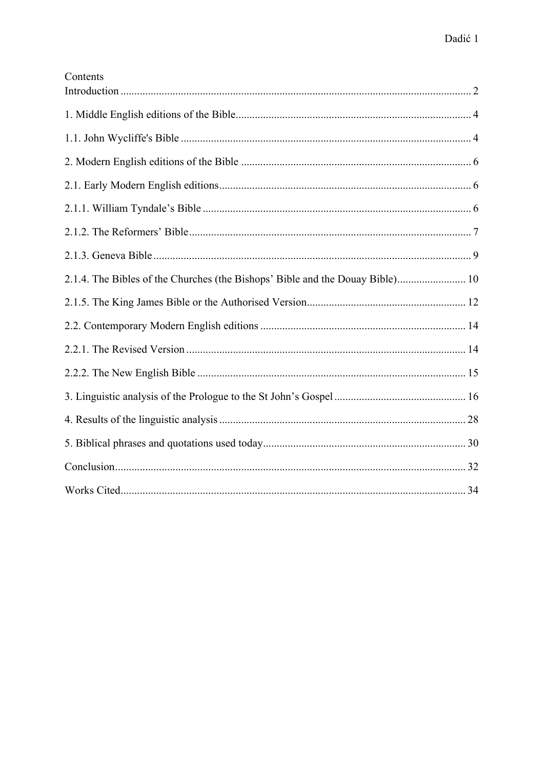Contents

Introduction ............................................................................................................................. 2

1. Middle English editions of the Bible..................................................................................... 4

1.1. John Wycliffe's Bible ......................................................................................................... 4

2. Modern English editions of the Bible ................................................................................... 6

2.1. Early Modern English editions........................................................................................... 6

2.1.1. William Tyndale's Bible ................................................................................................. 6

2.1.2. The Reformers' Bible...................................................................................................... 7

2.1.3. Geneva Bible................................................................................................................... 9

2.1.4. The Bibles of the Churches (the Bishops' Bible and the Douay Bible)......................... 10

2.1.5. The King James Bible or the Authorised Version......................................................... 12

2.2. Contemporary Modern English editions .......................................................................... 14

2.2.1. The Revised Version ..................................................................................................... 14

2.2.2. The New English Bible ................................................................................................. 15

3. Linguistic analysis of the Prologue to the St John's Gospel ................................................ 16

4. Results of the linguistic analysis ......................................................................................... 28

5. Biblical phrases and quotations used today......................................................................... 30

Conclusion.............................................................................................................................. 32

Works Cited............................................................................................................................ 34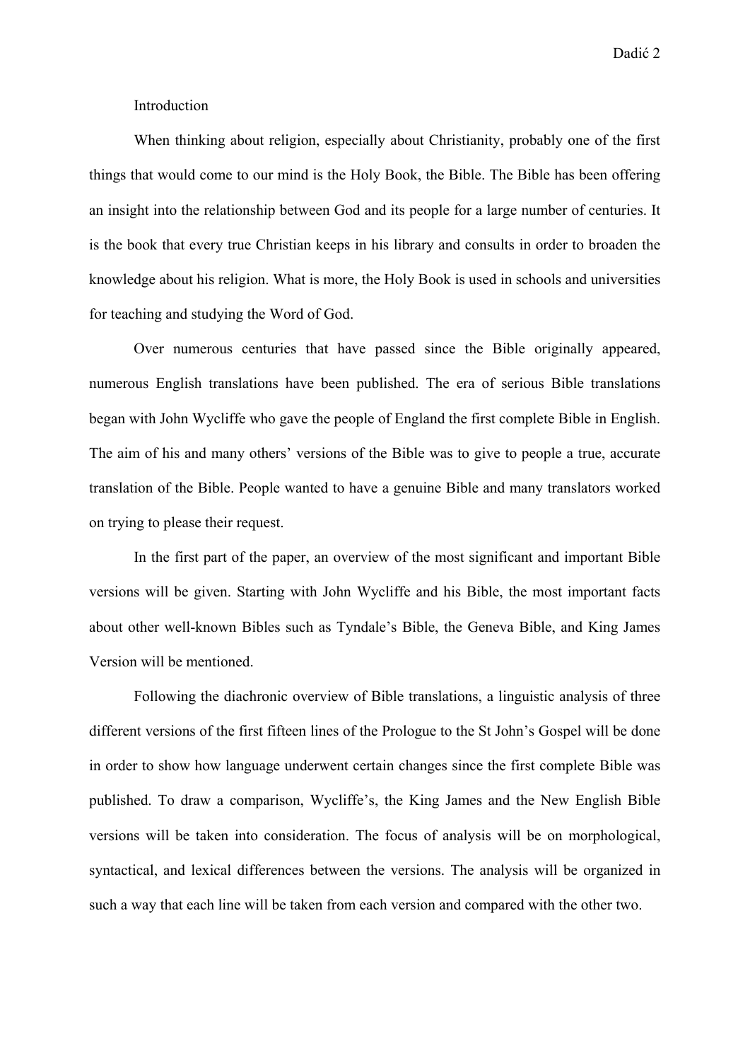## Introduction

When thinking about religion, especially about Christianity, probably one of the first things that would come to our mind is the Holy Book, the Bible. The Bible has been offering an insight into the relationship between God and its people for a large number of centuries. It is the book that every true Christian keeps in his library and consults in order to broaden the knowledge about his religion. What is more, the Holy Book is used in schools and universities for teaching and studying the Word of God.

Over numerous centuries that have passed since the Bible originally appeared, numerous English translations have been published. The era of serious Bible translations began with John Wycliffe who gave the people of England the first complete Bible in English. The aim of his and many others' versions of the Bible was to give to people a true, accurate translation of the Bible. People wanted to have a genuine Bible and many translators worked on trying to please their request.

In the first part of the paper, an overview of the most significant and important Bible versions will be given. Starting with John Wycliffe and his Bible, the most important facts about other well-known Bibles such as Tyndale's Bible, the Geneva Bible, and King James Version will be mentioned.

Following the diachronic overview of Bible translations, a linguistic analysis of three different versions of the first fifteen lines of the Prologue to the St John's Gospel will be done in order to show how language underwent certain changes since the first complete Bible was published. To draw a comparison, Wycliffe's, the King James and the New English Bible versions will be taken into consideration. The focus of analysis will be on morphological, syntactical, and lexical differences between the versions. The analysis will be organized in such a way that each line will be taken from each version and compared with the other two.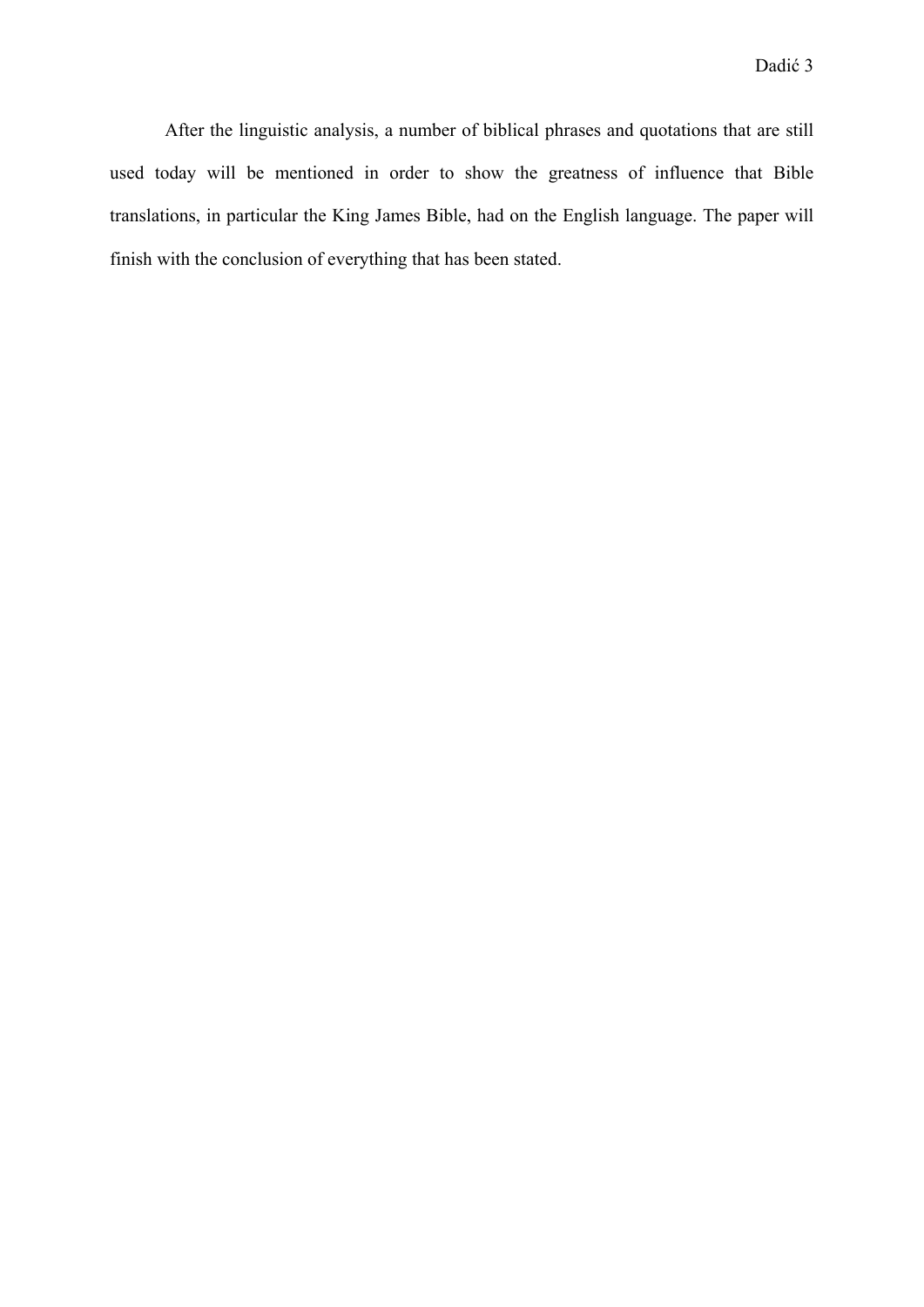After the linguistic analysis, a number of biblical phrases and quotations that are still used today will be mentioned in order to show the greatness of influence that Bible translations, in particular the King James Bible, had on the English language. The paper will finish with the conclusion of everything that has been stated.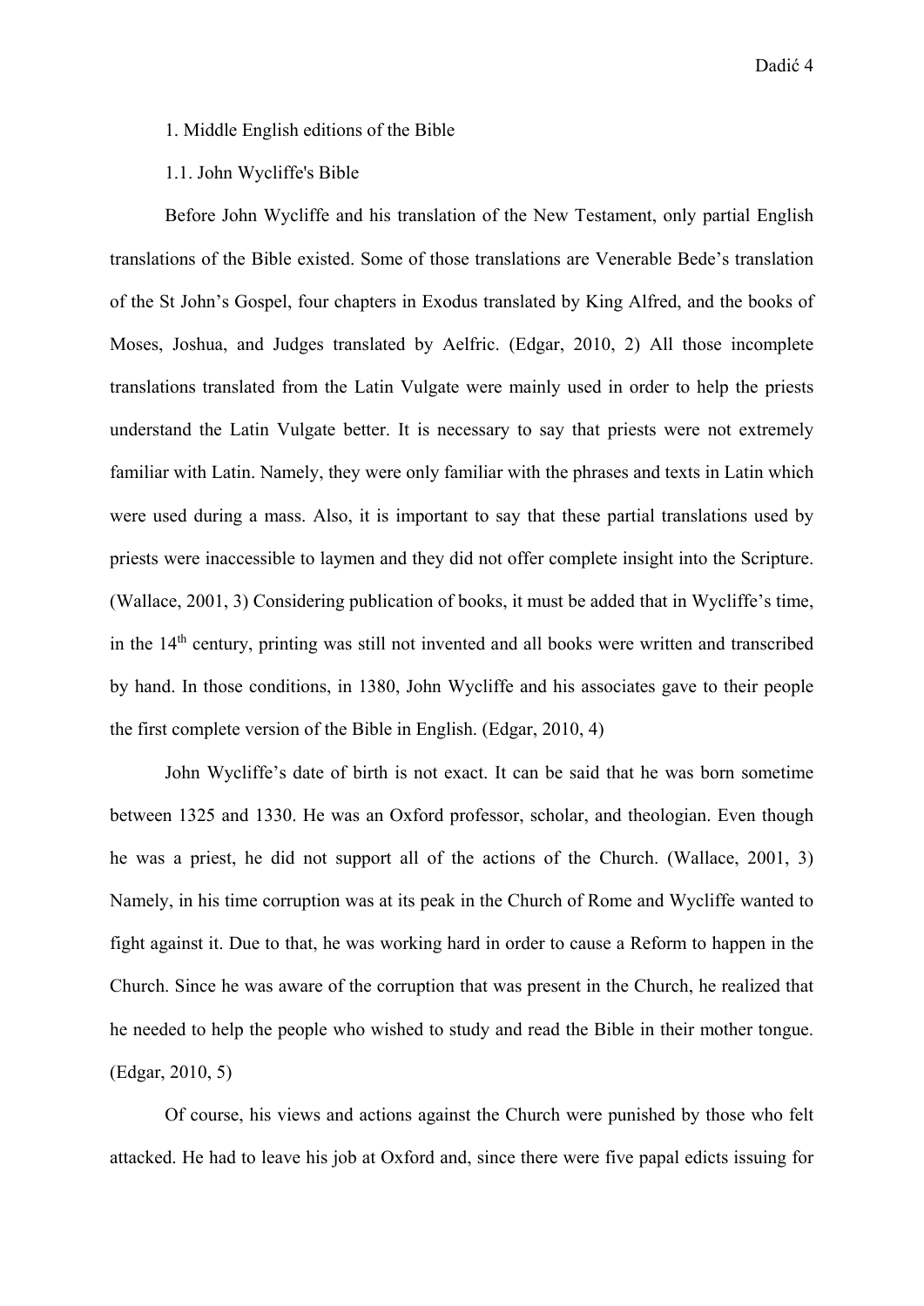## 1. Middle English editions of the Bible

### 1.1. John Wycliffe's Bible

Before John Wycliffe and his translation of the New Testament, only partial English translations of the Bible existed. Some of those translations are Venerable Bede's translation of the St John's Gospel, four chapters in Exodus translated by King Alfred, and the books of Moses, Joshua, and Judges translated by Aelfric. (Edgar, 2010, 2) All those incomplete translations translated from the Latin Vulgate were mainly used in order to help the priests understand the Latin Vulgate better. It is necessary to say that priests were not extremely familiar with Latin. Namely, they were only familiar with the phrases and texts in Latin which were used during a mass. Also, it is important to say that these partial translations used by priests were inaccessible to laymen and they did not offer complete insight into the Scripture. (Wallace, 2001, 3) Considering publication of books, it must be added that in Wycliffe's time, in the 14th century, printing was still not invented and all books were written and transcribed by hand. In those conditions, in 1380, John Wycliffe and his associates gave to their people the first complete version of the Bible in English. (Edgar, 2010, 4)

John Wycliffe's date of birth is not exact. It can be said that he was born sometime between 1325 and 1330. He was an Oxford professor, scholar, and theologian. Even though he was a priest, he did not support all of the actions of the Church. (Wallace, 2001, 3) Namely, in his time corruption was at its peak in the Church of Rome and Wycliffe wanted to fight against it. Due to that, he was working hard in order to cause a Reform to happen in the Church. Since he was aware of the corruption that was present in the Church, he realized that he needed to help the people who wished to study and read the Bible in their mother tongue. (Edgar, 2010, 5)

Of course, his views and actions against the Church were punished by those who felt attacked. He had to leave his job at Oxford and, since there were five papal edicts issuing for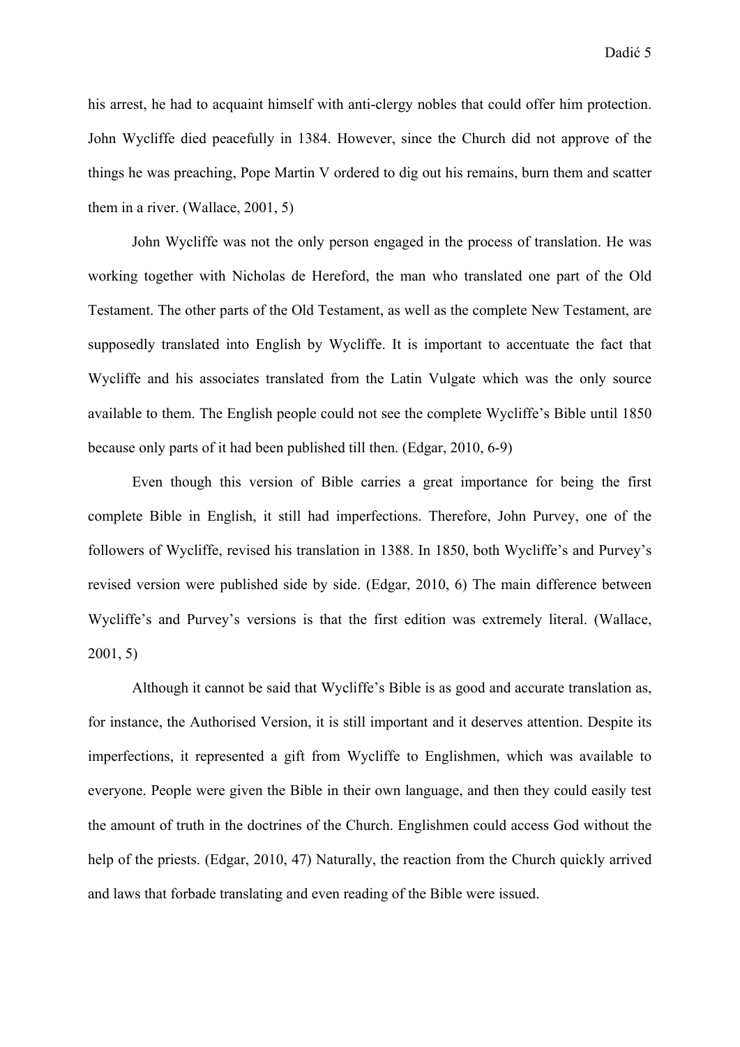his arrest, he had to acquaint himself with anti-clergy nobles that could offer him protection. John Wycliffe died peacefully in 1384. However, since the Church did not approve of the things he was preaching, Pope Martin V ordered to dig out his remains, burn them and scatter them in a river. (Wallace, 2001, 5)

John Wycliffe was not the only person engaged in the process of translation. He was working together with Nicholas de Hereford, the man who translated one part of the Old Testament. The other parts of the Old Testament, as well as the complete New Testament, are supposedly translated into English by Wycliffe. It is important to accentuate the fact that Wycliffe and his associates translated from the Latin Vulgate which was the only source available to them. The English people could not see the complete Wycliffe's Bible until 1850 because only parts of it had been published till then. (Edgar, 2010, 6-9)

Even though this version of Bible carries a great importance for being the first complete Bible in English, it still had imperfections. Therefore, John Purvey, one of the followers of Wycliffe, revised his translation in 1388. In 1850, both Wycliffe's and Purvey's revised version were published side by side. (Edgar, 2010, 6) The main difference between Wycliffe's and Purvey's versions is that the first edition was extremely literal. (Wallace, 2001, 5)

Although it cannot be said that Wycliffe's Bible is as good and accurate translation as, for instance, the Authorised Version, it is still important and it deserves attention. Despite its imperfections, it represented a gift from Wycliffe to Englishmen, which was available to everyone. People were given the Bible in their own language, and then they could easily test the amount of truth in the doctrines of the Church. Englishmen could access God without the help of the priests. (Edgar, 2010, 47) Naturally, the reaction from the Church quickly arrived and laws that forbade translating and even reading of the Bible were issued.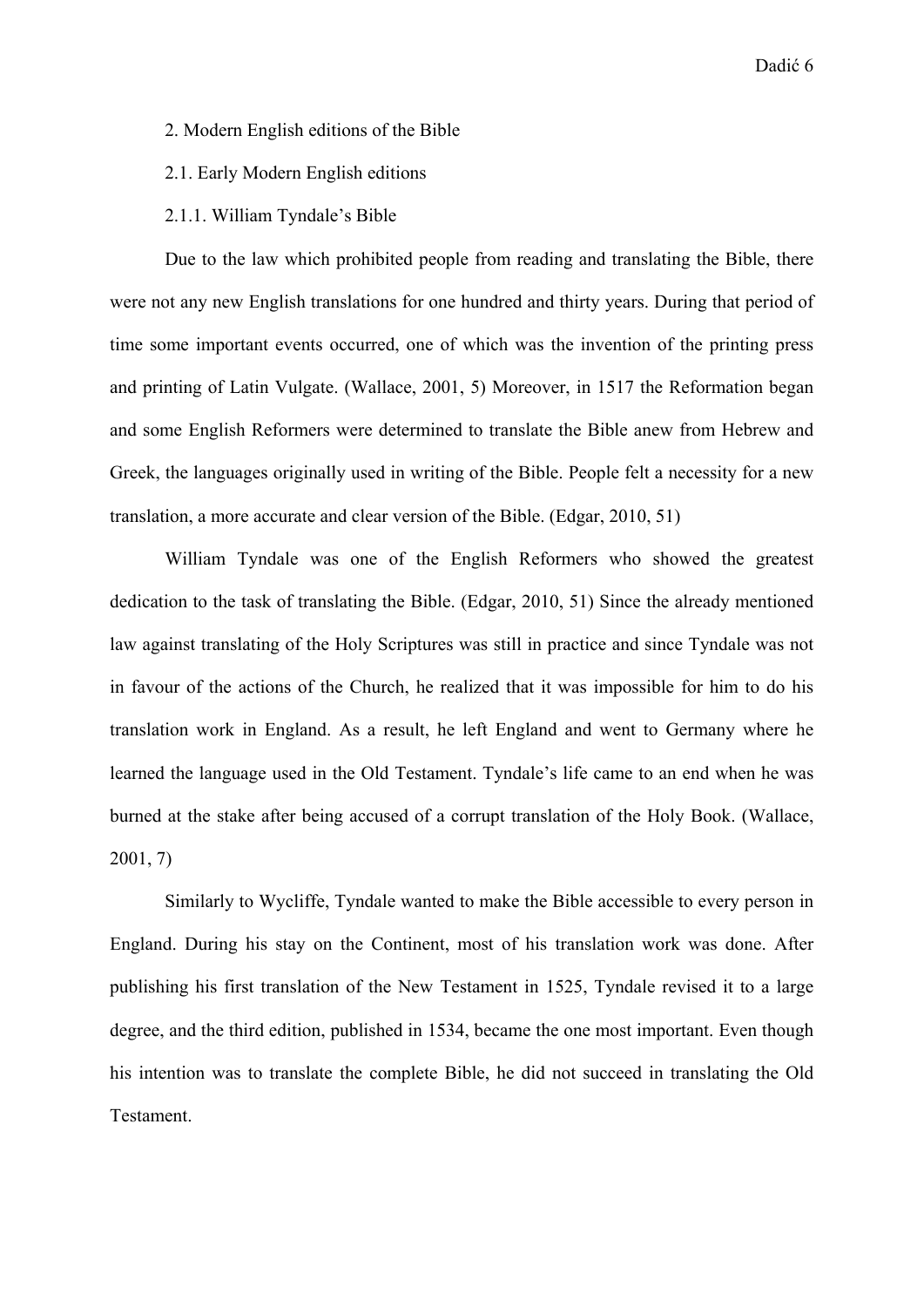## 2. Modern English editions of the Bible

### 2.1. Early Modern English editions

#### 2.1.1. William Tyndale’s Bible

Due to the law which prohibited people from reading and translating the Bible, there were not any new English translations for one hundred and thirty years. During that period of time some important events occurred, one of which was the invention of the printing press and printing of Latin Vulgate. (Wallace, 2001, 5) Moreover, in 1517 the Reformation began and some English Reformers were determined to translate the Bible anew from Hebrew and Greek, the languages originally used in writing of the Bible. People felt a necessity for a new translation, a more accurate and clear version of the Bible. (Edgar, 2010, 51)

William Tyndale was one of the English Reformers who showed the greatest dedication to the task of translating the Bible. (Edgar, 2010, 51) Since the already mentioned law against translating of the Holy Scriptures was still in practice and since Tyndale was not in favour of the actions of the Church, he realized that it was impossible for him to do his translation work in England. As a result, he left England and went to Germany where he learned the language used in the Old Testament. Tyndale’s life came to an end when he was burned at the stake after being accused of a corrupt translation of the Holy Book. (Wallace, 2001, 7)

Similarly to Wycliffe, Tyndale wanted to make the Bible accessible to every person in England. During his stay on the Continent, most of his translation work was done. After publishing his first translation of the New Testament in 1525, Tyndale revised it to a large degree, and the third edition, published in 1534, became the one most important. Even though his intention was to translate the complete Bible, he did not succeed in translating the Old Testament.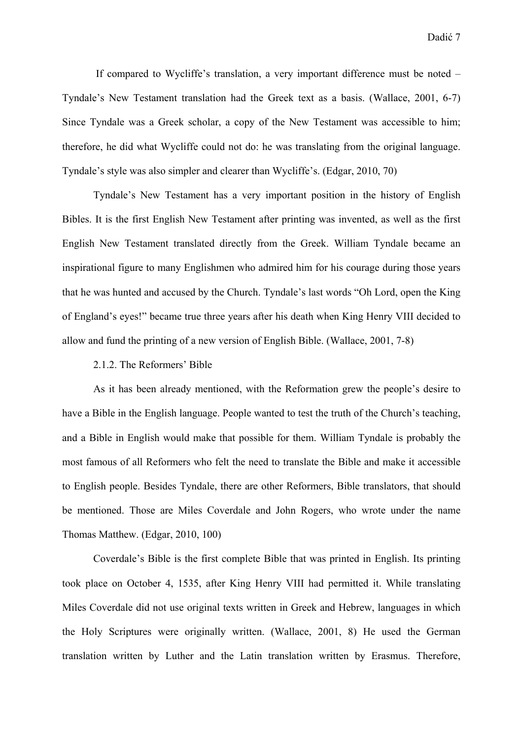If compared to Wycliffe's translation, a very important difference must be noted – Tyndale's New Testament translation had the Greek text as a basis. (Wallace, 2001, 6-7) Since Tyndale was a Greek scholar, a copy of the New Testament was accessible to him; therefore, he did what Wycliffe could not do: he was translating from the original language. Tyndale's style was also simpler and clearer than Wycliffe's. (Edgar, 2010, 70)

Tyndale's New Testament has a very important position in the history of English Bibles. It is the first English New Testament after printing was invented, as well as the first English New Testament translated directly from the Greek. William Tyndale became an inspirational figure to many Englishmen who admired him for his courage during those years that he was hunted and accused by the Church. Tyndale's last words "Oh Lord, open the King of England's eyes!" became true three years after his death when King Henry VIII decided to allow and fund the printing of a new version of English Bible. (Wallace, 2001, 7-8)

### 2.1.2. The Reformers' Bible

As it has been already mentioned, with the Reformation grew the people's desire to have a Bible in the English language. People wanted to test the truth of the Church's teaching, and a Bible in English would make that possible for them. William Tyndale is probably the most famous of all Reformers who felt the need to translate the Bible and make it accessible to English people. Besides Tyndale, there are other Reformers, Bible translators, that should be mentioned. Those are Miles Coverdale and John Rogers, who wrote under the name Thomas Matthew. (Edgar, 2010, 100)

Coverdale's Bible is the first complete Bible that was printed in English. Its printing took place on October 4, 1535, after King Henry VIII had permitted it. While translating Miles Coverdale did not use original texts written in Greek and Hebrew, languages in which the Holy Scriptures were originally written. (Wallace, 2001, 8) He used the German translation written by Luther and the Latin translation written by Erasmus. Therefore,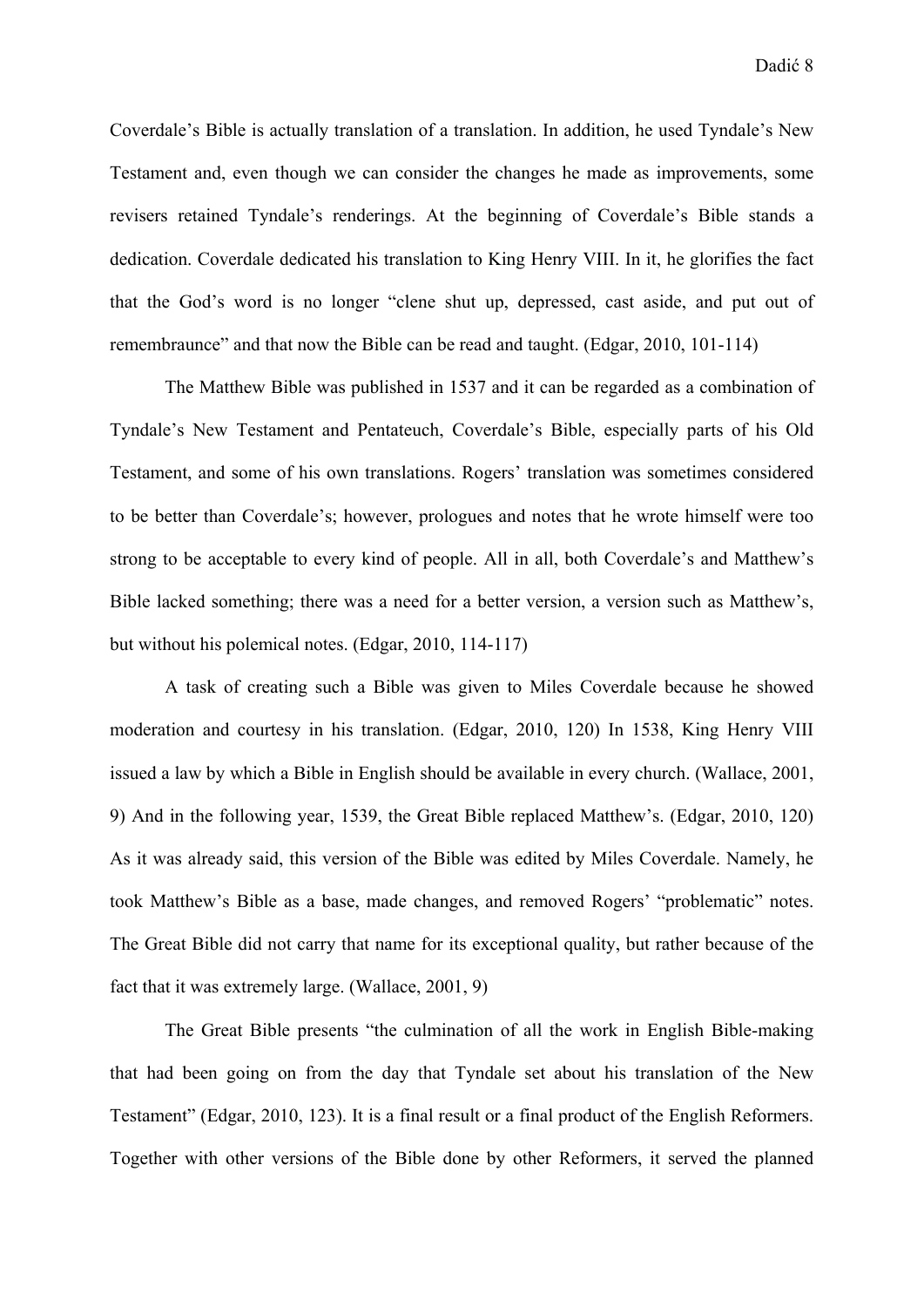Coverdale's Bible is actually translation of a translation. In addition, he used Tyndale's New Testament and, even though we can consider the changes he made as improvements, some revisers retained Tyndale's renderings. At the beginning of Coverdale's Bible stands a dedication. Coverdale dedicated his translation to King Henry VIII. In it, he glorifies the fact that the God's word is no longer "clene shut up, depressed, cast aside, and put out of remembraunce" and that now the Bible can be read and taught. (Edgar, 2010, 101-114)

The Matthew Bible was published in 1537 and it can be regarded as a combination of Tyndale's New Testament and Pentateuch, Coverdale's Bible, especially parts of his Old Testament, and some of his own translations. Rogers' translation was sometimes considered to be better than Coverdale's; however, prologues and notes that he wrote himself were too strong to be acceptable to every kind of people. All in all, both Coverdale's and Matthew's Bible lacked something; there was a need for a better version, a version such as Matthew's, but without his polemical notes. (Edgar, 2010, 114-117)

A task of creating such a Bible was given to Miles Coverdale because he showed moderation and courtesy in his translation. (Edgar, 2010, 120) In 1538, King Henry VIII issued a law by which a Bible in English should be available in every church. (Wallace, 2001, 9) And in the following year, 1539, the Great Bible replaced Matthew's. (Edgar, 2010, 120) As it was already said, this version of the Bible was edited by Miles Coverdale. Namely, he took Matthew's Bible as a base, made changes, and removed Rogers' "problematic" notes. The Great Bible did not carry that name for its exceptional quality, but rather because of the fact that it was extremely large. (Wallace, 2001, 9)

The Great Bible presents "the culmination of all the work in English Bible-making that had been going on from the day that Tyndale set about his translation of the New Testament" (Edgar, 2010, 123). It is a final result or a final product of the English Reformers. Together with other versions of the Bible done by other Reformers, it served the planned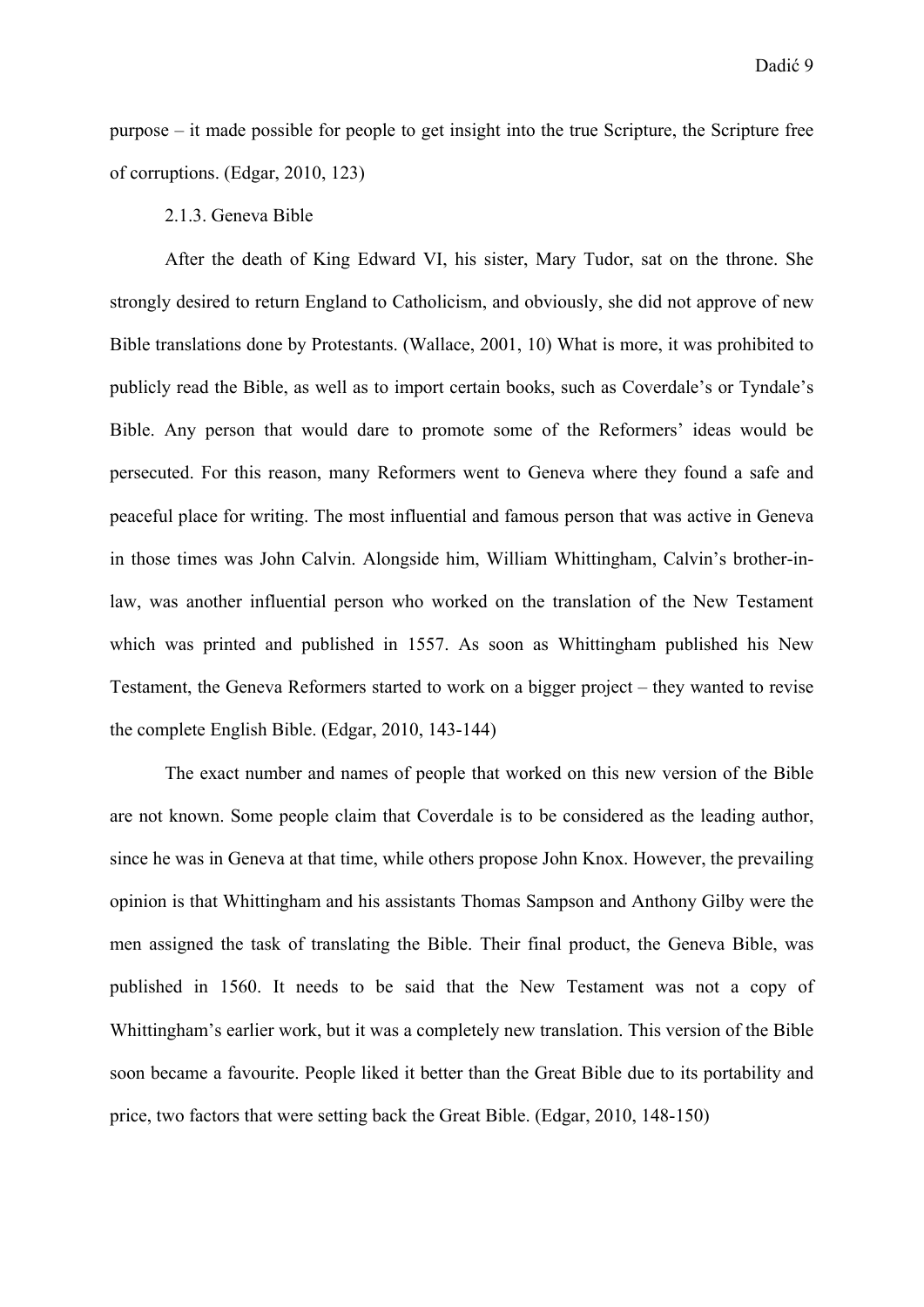purpose – it made possible for people to get insight into the true Scripture, the Scripture free of corruptions. (Edgar, 2010, 123)

### 2.1.3. Geneva Bible

After the death of King Edward VI, his sister, Mary Tudor, sat on the throne. She strongly desired to return England to Catholicism, and obviously, she did not approve of new Bible translations done by Protestants. (Wallace, 2001, 10) What is more, it was prohibited to publicly read the Bible, as well as to import certain books, such as Coverdale's or Tyndale's Bible. Any person that would dare to promote some of the Reformers' ideas would be persecuted. For this reason, many Reformers went to Geneva where they found a safe and peaceful place for writing. The most influential and famous person that was active in Geneva in those times was John Calvin. Alongside him, William Whittingham, Calvin's brother-in-law, was another influential person who worked on the translation of the New Testament which was printed and published in 1557. As soon as Whittingham published his New Testament, the Geneva Reformers started to work on a bigger project – they wanted to revise the complete English Bible. (Edgar, 2010, 143-144)

The exact number and names of people that worked on this new version of the Bible are not known. Some people claim that Coverdale is to be considered as the leading author, since he was in Geneva at that time, while others propose John Knox. However, the prevailing opinion is that Whittingham and his assistants Thomas Sampson and Anthony Gilby were the men assigned the task of translating the Bible. Their final product, the Geneva Bible, was published in 1560. It needs to be said that the New Testament was not a copy of Whittingham's earlier work, but it was a completely new translation. This version of the Bible soon became a favourite. People liked it better than the Great Bible due to its portability and price, two factors that were setting back the Great Bible. (Edgar, 2010, 148-150)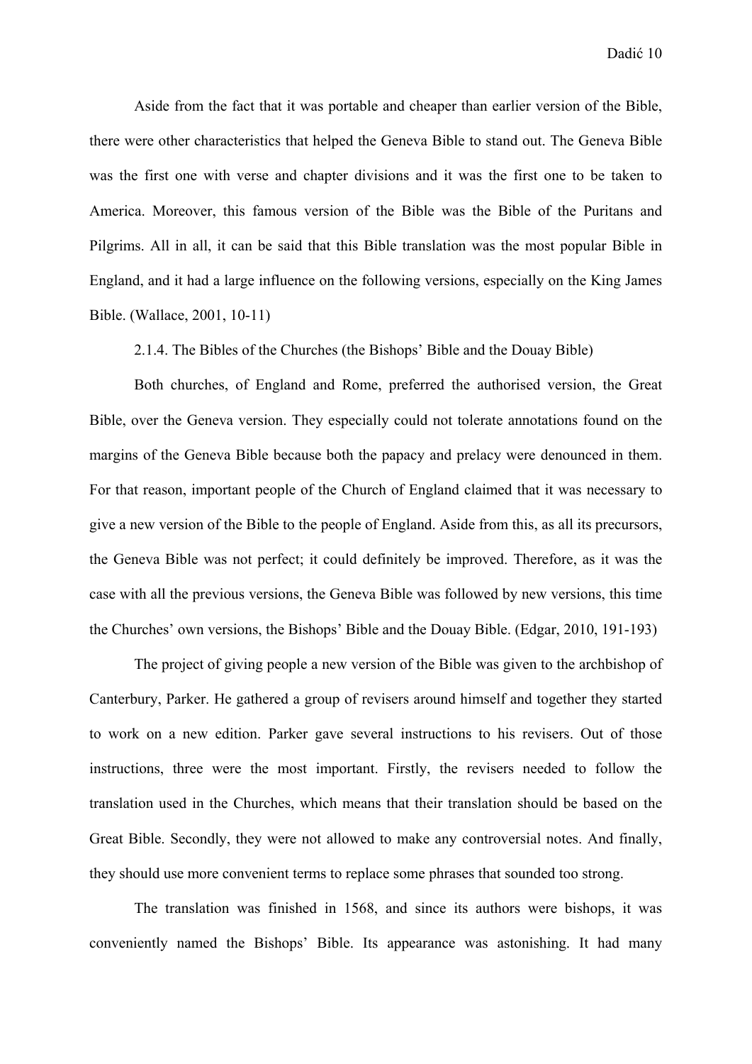Aside from the fact that it was portable and cheaper than earlier version of the Bible, there were other characteristics that helped the Geneva Bible to stand out. The Geneva Bible was the first one with verse and chapter divisions and it was the first one to be taken to America. Moreover, this famous version of the Bible was the Bible of the Puritans and Pilgrims. All in all, it can be said that this Bible translation was the most popular Bible in England, and it had a large influence on the following versions, especially on the King James Bible. (Wallace, 2001, 10-11)

### 2.1.4. The Bibles of the Churches (the Bishops' Bible and the Douay Bible)

Both churches, of England and Rome, preferred the authorised version, the Great Bible, over the Geneva version. They especially could not tolerate annotations found on the margins of the Geneva Bible because both the papacy and prelacy were denounced in them. For that reason, important people of the Church of England claimed that it was necessary to give a new version of the Bible to the people of England. Aside from this, as all its precursors, the Geneva Bible was not perfect; it could definitely be improved. Therefore, as it was the case with all the previous versions, the Geneva Bible was followed by new versions, this time the Churches' own versions, the Bishops' Bible and the Douay Bible. (Edgar, 2010, 191-193)

The project of giving people a new version of the Bible was given to the archbishop of Canterbury, Parker. He gathered a group of revisers around himself and together they started to work on a new edition. Parker gave several instructions to his revisers. Out of those instructions, three were the most important. Firstly, the revisers needed to follow the translation used in the Churches, which means that their translation should be based on the Great Bible. Secondly, they were not allowed to make any controversial notes. And finally, they should use more convenient terms to replace some phrases that sounded too strong.

The translation was finished in 1568, and since its authors were bishops, it was conveniently named the Bishops' Bible. Its appearance was astonishing. It had many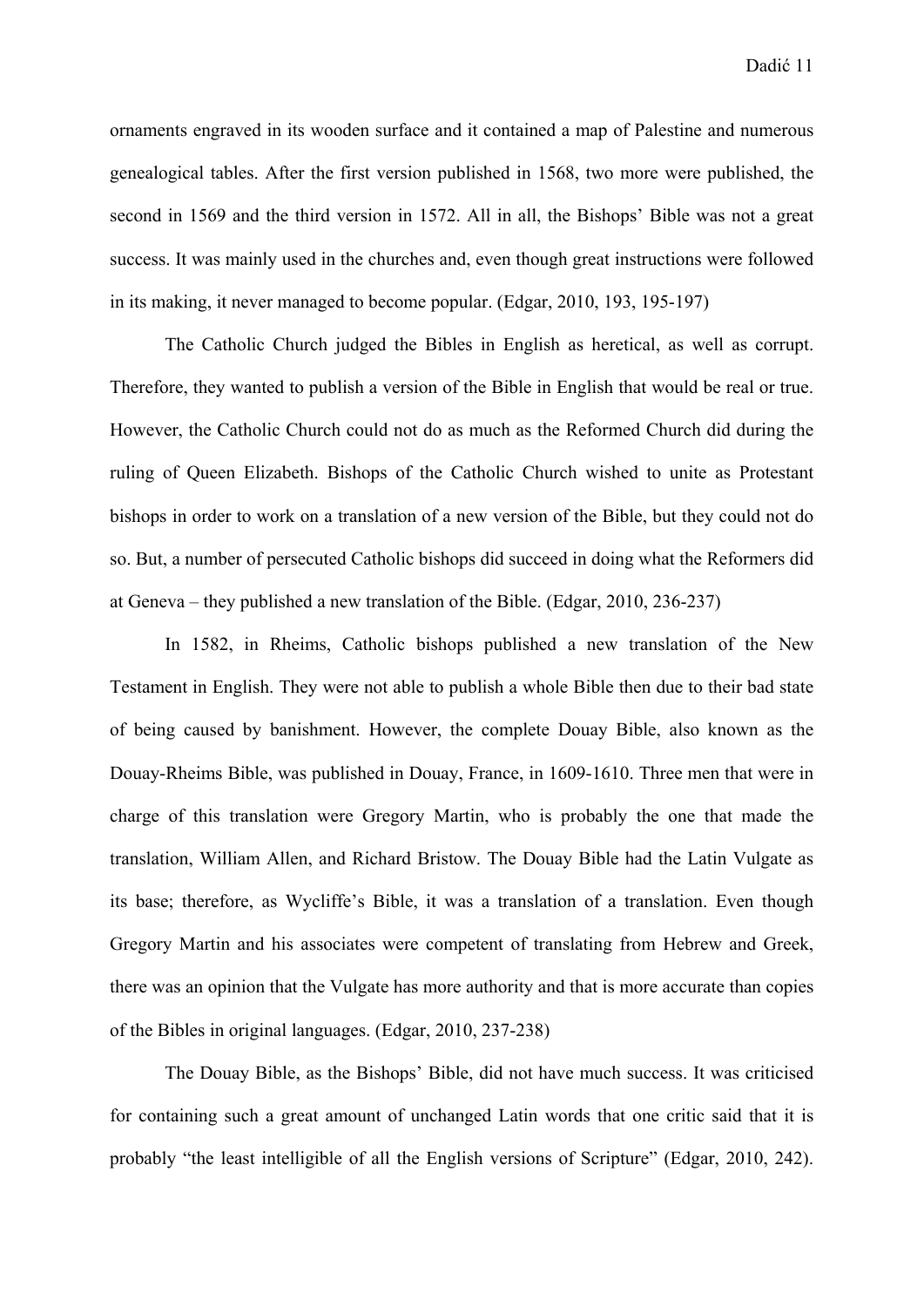ornaments engraved in its wooden surface and it contained a map of Palestine and numerous genealogical tables. After the first version published in 1568, two more were published, the second in 1569 and the third version in 1572. All in all, the Bishops' Bible was not a great success. It was mainly used in the churches and, even though great instructions were followed in its making, it never managed to become popular. (Edgar, 2010, 193, 195-197)

The Catholic Church judged the Bibles in English as heretical, as well as corrupt. Therefore, they wanted to publish a version of the Bible in English that would be real or true. However, the Catholic Church could not do as much as the Reformed Church did during the ruling of Queen Elizabeth. Bishops of the Catholic Church wished to unite as Protestant bishops in order to work on a translation of a new version of the Bible, but they could not do so. But, a number of persecuted Catholic bishops did succeed in doing what the Reformers did at Geneva – they published a new translation of the Bible. (Edgar, 2010, 236-237)

In 1582, in Rheims, Catholic bishops published a new translation of the New Testament in English. They were not able to publish a whole Bible then due to their bad state of being caused by banishment. However, the complete Douay Bible, also known as the Douay-Rheims Bible, was published in Douay, France, in 1609-1610. Three men that were in charge of this translation were Gregory Martin, who is probably the one that made the translation, William Allen, and Richard Bristow. The Douay Bible had the Latin Vulgate as its base; therefore, as Wycliffe's Bible, it was a translation of a translation. Even though Gregory Martin and his associates were competent of translating from Hebrew and Greek, there was an opinion that the Vulgate has more authority and that is more accurate than copies of the Bibles in original languages. (Edgar, 2010, 237-238)

The Douay Bible, as the Bishops' Bible, did not have much success. It was criticised for containing such a great amount of unchanged Latin words that one critic said that it is probably "the least intelligible of all the English versions of Scripture" (Edgar, 2010, 242).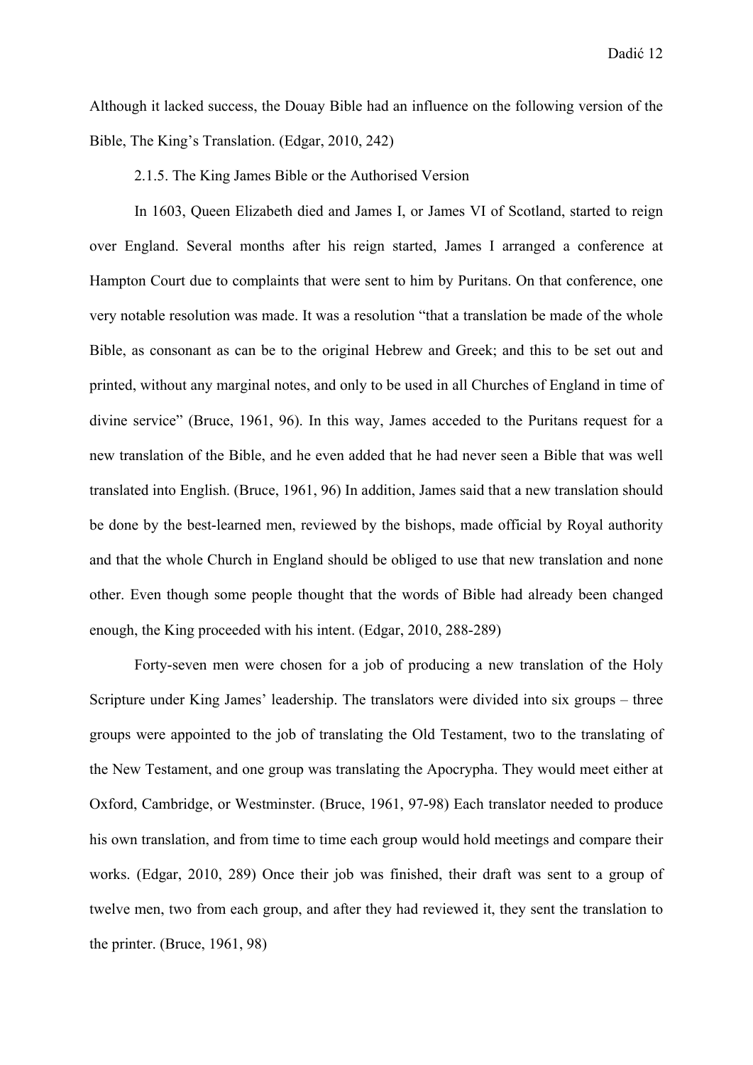Although it lacked success, the Douay Bible had an influence on the following version of the Bible, The King's Translation. (Edgar, 2010, 242)

### 2.1.5. The King James Bible or the Authorised Version

In 1603, Queen Elizabeth died and James I, or James VI of Scotland, started to reign over England. Several months after his reign started, James I arranged a conference at Hampton Court due to complaints that were sent to him by Puritans. On that conference, one very notable resolution was made. It was a resolution "that a translation be made of the whole Bible, as consonant as can be to the original Hebrew and Greek; and this to be set out and printed, without any marginal notes, and only to be used in all Churches of England in time of divine service" (Bruce, 1961, 96). In this way, James acceded to the Puritans request for a new translation of the Bible, and he even added that he had never seen a Bible that was well translated into English. (Bruce, 1961, 96) In addition, James said that a new translation should be done by the best-learned men, reviewed by the bishops, made official by Royal authority and that the whole Church in England should be obliged to use that new translation and none other. Even though some people thought that the words of Bible had already been changed enough, the King proceeded with his intent. (Edgar, 2010, 288-289)

Forty-seven men were chosen for a job of producing a new translation of the Holy Scripture under King James' leadership. The translators were divided into six groups – three groups were appointed to the job of translating the Old Testament, two to the translating of the New Testament, and one group was translating the Apocrypha. They would meet either at Oxford, Cambridge, or Westminster. (Bruce, 1961, 97-98) Each translator needed to produce his own translation, and from time to time each group would hold meetings and compare their works. (Edgar, 2010, 289) Once their job was finished, their draft was sent to a group of twelve men, two from each group, and after they had reviewed it, they sent the translation to the printer. (Bruce, 1961, 98)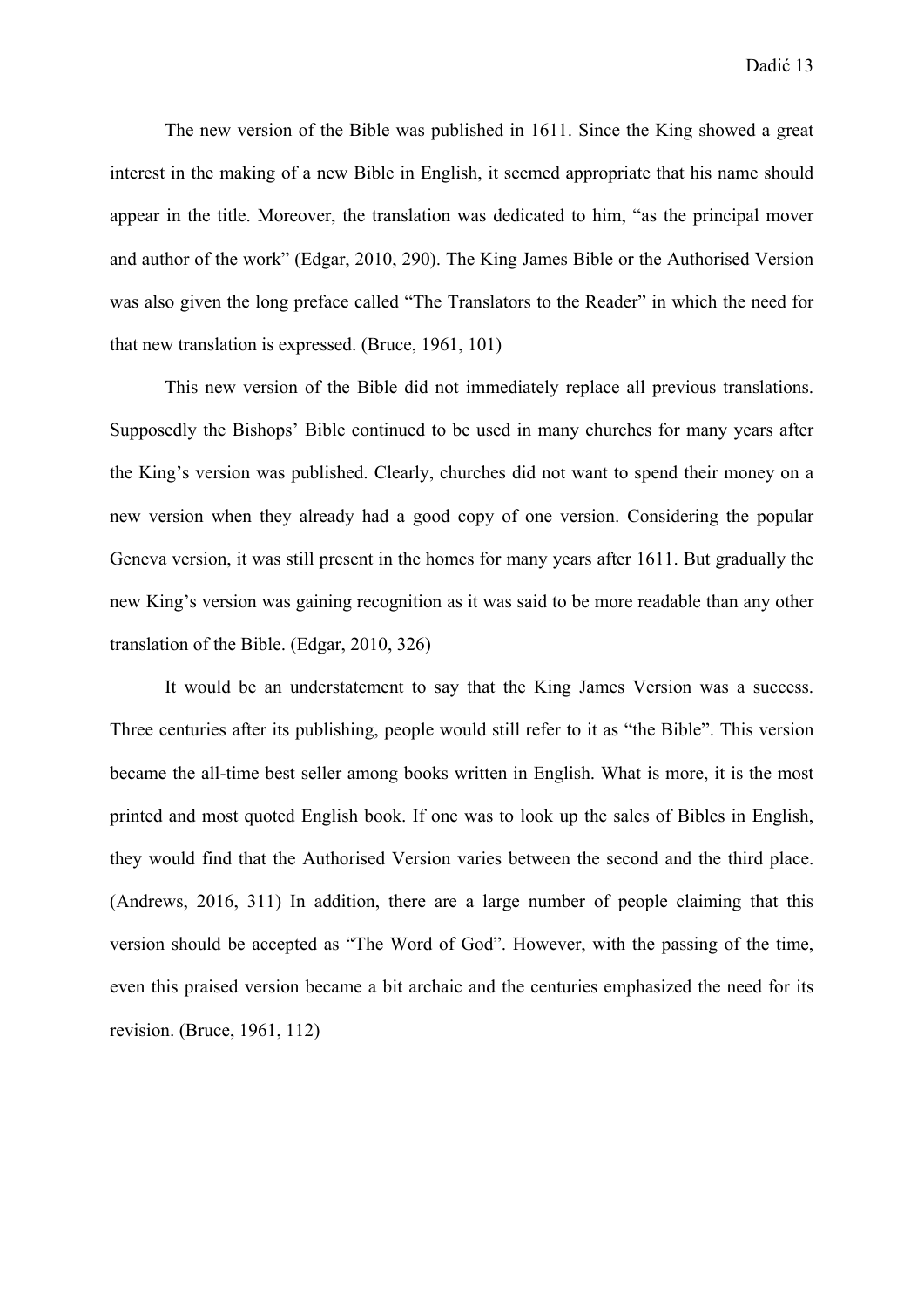The new version of the Bible was published in 1611. Since the King showed a great interest in the making of a new Bible in English, it seemed appropriate that his name should appear in the title. Moreover, the translation was dedicated to him, "as the principal mover and author of the work" (Edgar, 2010, 290). The King James Bible or the Authorised Version was also given the long preface called "The Translators to the Reader" in which the need for that new translation is expressed. (Bruce, 1961, 101)

This new version of the Bible did not immediately replace all previous translations. Supposedly the Bishops' Bible continued to be used in many churches for many years after the King's version was published. Clearly, churches did not want to spend their money on a new version when they already had a good copy of one version. Considering the popular Geneva version, it was still present in the homes for many years after 1611. But gradually the new King's version was gaining recognition as it was said to be more readable than any other translation of the Bible. (Edgar, 2010, 326)

It would be an understatement to say that the King James Version was a success. Three centuries after its publishing, people would still refer to it as "the Bible". This version became the all-time best seller among books written in English. What is more, it is the most printed and most quoted English book. If one was to look up the sales of Bibles in English, they would find that the Authorised Version varies between the second and the third place. (Andrews, 2016, 311) In addition, there are a large number of people claiming that this version should be accepted as "The Word of God". However, with the passing of the time, even this praised version became a bit archaic and the centuries emphasized the need for its revision. (Bruce, 1961, 112)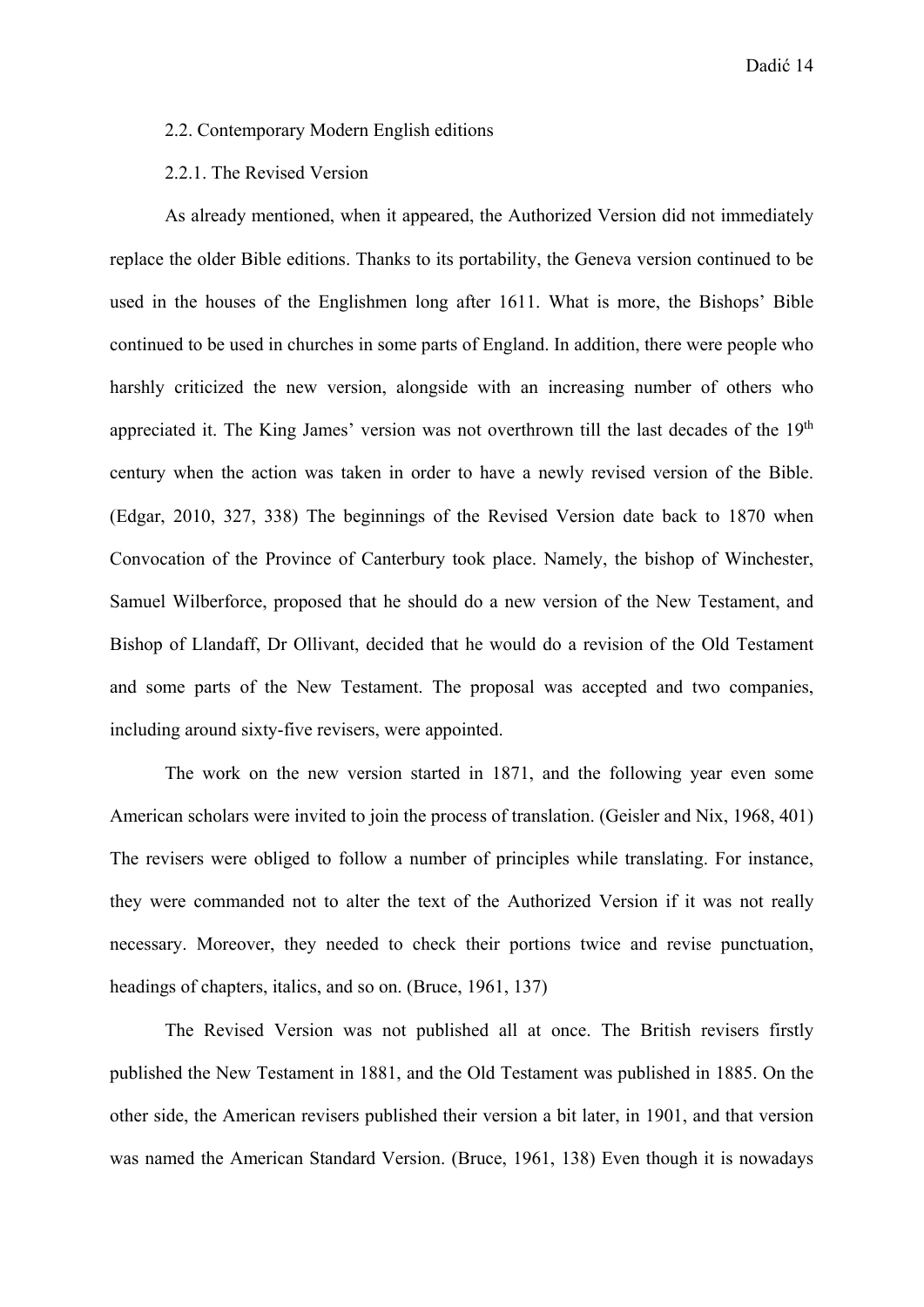### 2.2. Contemporary Modern English editions

#### 2.2.1. The Revised Version

As already mentioned, when it appeared, the Authorized Version did not immediately replace the older Bible editions. Thanks to its portability, the Geneva version continued to be used in the houses of the Englishmen long after 1611. What is more, the Bishops' Bible continued to be used in churches in some parts of England. In addition, there were people who harshly criticized the new version, alongside with an increasing number of others who appreciated it. The King James' version was not overthrown till the last decades of the 19th century when the action was taken in order to have a newly revised version of the Bible. (Edgar, 2010, 327, 338) The beginnings of the Revised Version date back to 1870 when Convocation of the Province of Canterbury took place. Namely, the bishop of Winchester, Samuel Wilberforce, proposed that he should do a new version of the New Testament, and Bishop of Llandaff, Dr Ollivant, decided that he would do a revision of the Old Testament and some parts of the New Testament. The proposal was accepted and two companies, including around sixty-five revisers, were appointed.

The work on the new version started in 1871, and the following year even some American scholars were invited to join the process of translation. (Geisler and Nix, 1968, 401) The revisers were obliged to follow a number of principles while translating. For instance, they were commanded not to alter the text of the Authorized Version if it was not really necessary. Moreover, they needed to check their portions twice and revise punctuation, headings of chapters, italics, and so on. (Bruce, 1961, 137)

The Revised Version was not published all at once. The British revisers firstly published the New Testament in 1881, and the Old Testament was published in 1885. On the other side, the American revisers published their version a bit later, in 1901, and that version was named the American Standard Version. (Bruce, 1961, 138) Even though it is nowadays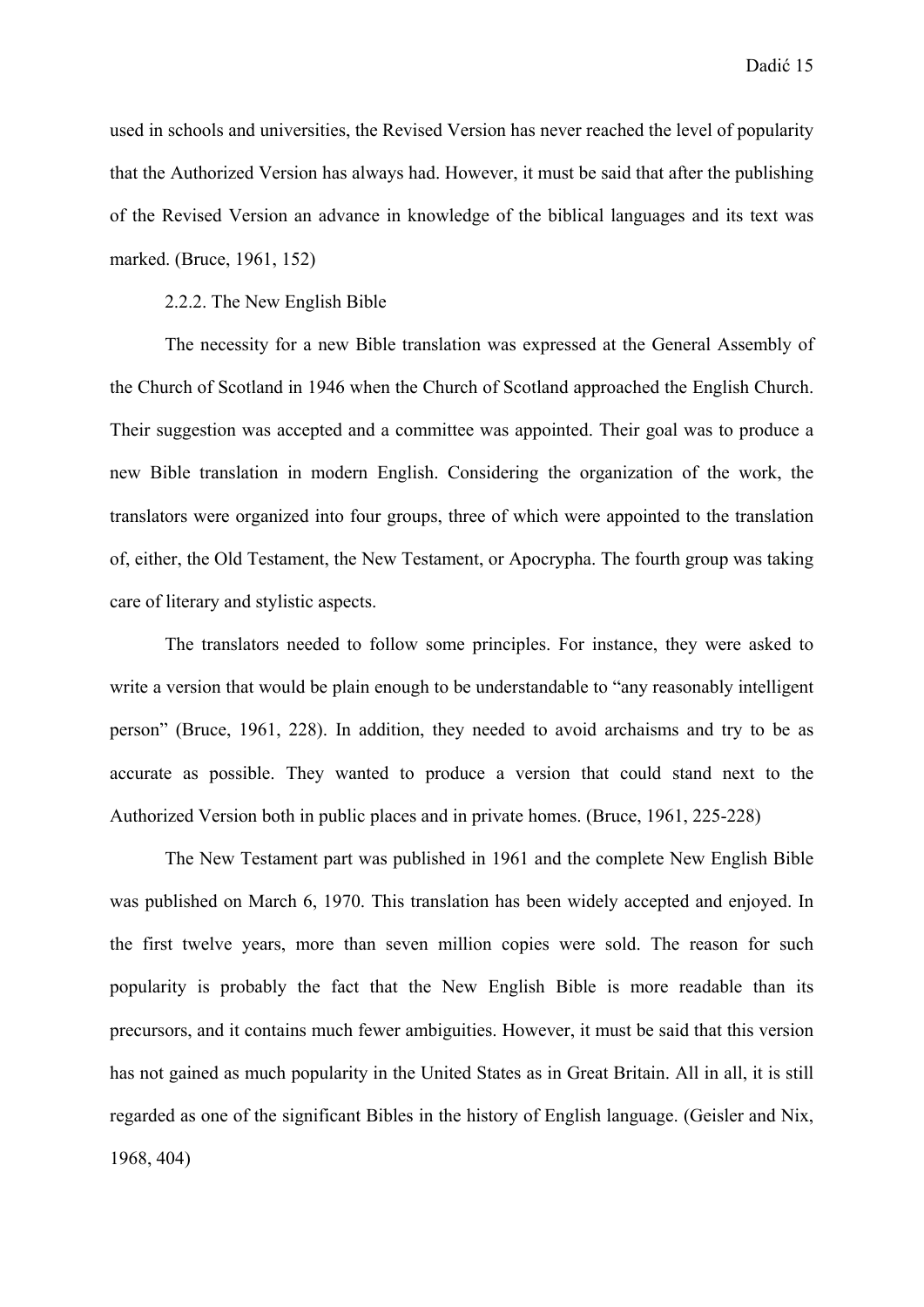used in schools and universities, the Revised Version has never reached the level of popularity that the Authorized Version has always had. However, it must be said that after the publishing of the Revised Version an advance in knowledge of the biblical languages and its text was marked. (Bruce, 1961, 152)

### 2.2.2. The New English Bible

The necessity for a new Bible translation was expressed at the General Assembly of the Church of Scotland in 1946 when the Church of Scotland approached the English Church. Their suggestion was accepted and a committee was appointed. Their goal was to produce a new Bible translation in modern English. Considering the organization of the work, the translators were organized into four groups, three of which were appointed to the translation of, either, the Old Testament, the New Testament, or Apocrypha. The fourth group was taking care of literary and stylistic aspects.

The translators needed to follow some principles. For instance, they were asked to write a version that would be plain enough to be understandable to "any reasonably intelligent person" (Bruce, 1961, 228). In addition, they needed to avoid archaisms and try to be as accurate as possible. They wanted to produce a version that could stand next to the Authorized Version both in public places and in private homes. (Bruce, 1961, 225-228)

The New Testament part was published in 1961 and the complete New English Bible was published on March 6, 1970. This translation has been widely accepted and enjoyed. In the first twelve years, more than seven million copies were sold. The reason for such popularity is probably the fact that the New English Bible is more readable than its precursors, and it contains much fewer ambiguities. However, it must be said that this version has not gained as much popularity in the United States as in Great Britain. All in all, it is still regarded as one of the significant Bibles in the history of English language. (Geisler and Nix, 1968, 404)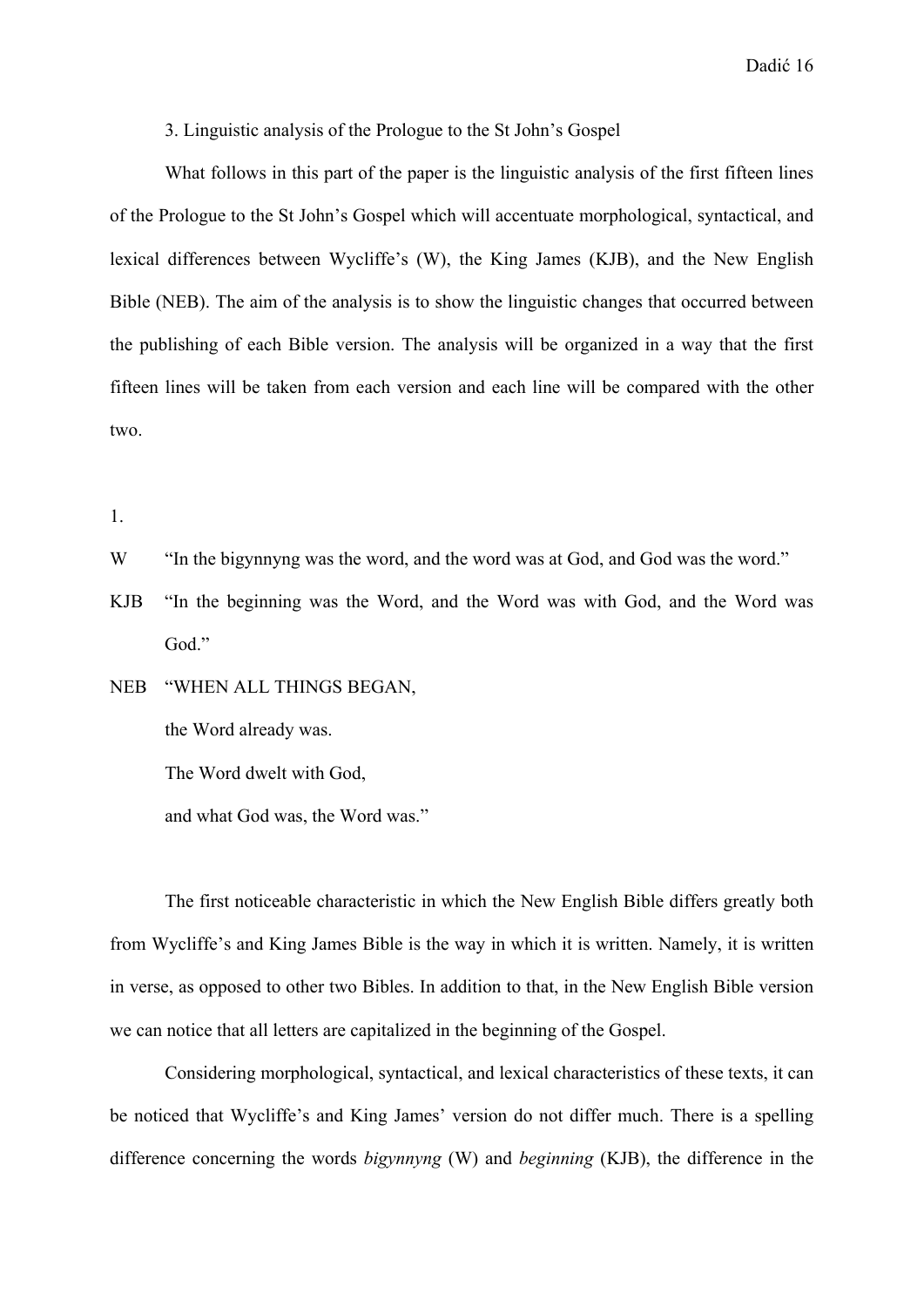## 3. Linguistic analysis of the Prologue to the St John's Gospel

What follows in this part of the paper is the linguistic analysis of the first fifteen lines of the Prologue to the St John's Gospel which will accentuate morphological, syntactical, and lexical differences between Wycliffe's (W), the King James (KJB), and the New English Bible (NEB). The aim of the analysis is to show the linguistic changes that occurred between the publishing of each Bible version. The analysis will be organized in a way that the first fifteen lines will be taken from each version and each line will be compared with the other two.

1.

W "In the bigynnyng was the word, and the word was at God, and God was the word."

KJB "In the beginning was the Word, and the Word was with God, and the Word was God."

NEB "WHEN ALL THINGS BEGAN,  
the Word already was.  
The Word dwelt with God,  
and what God was, the Word was."

The first noticeable characteristic in which the New English Bible differs greatly both from Wycliffe's and King James Bible is the way in which it is written. Namely, it is written in verse, as opposed to other two Bibles. In addition to that, in the New English Bible version we can notice that all letters are capitalized in the beginning of the Gospel.

Considering morphological, syntactical, and lexical characteristics of these texts, it can be noticed that Wycliffe's and King James' version do not differ much. There is a spelling difference concerning the words *bigynnyng* (W) and *beginning* (KJB), the difference in the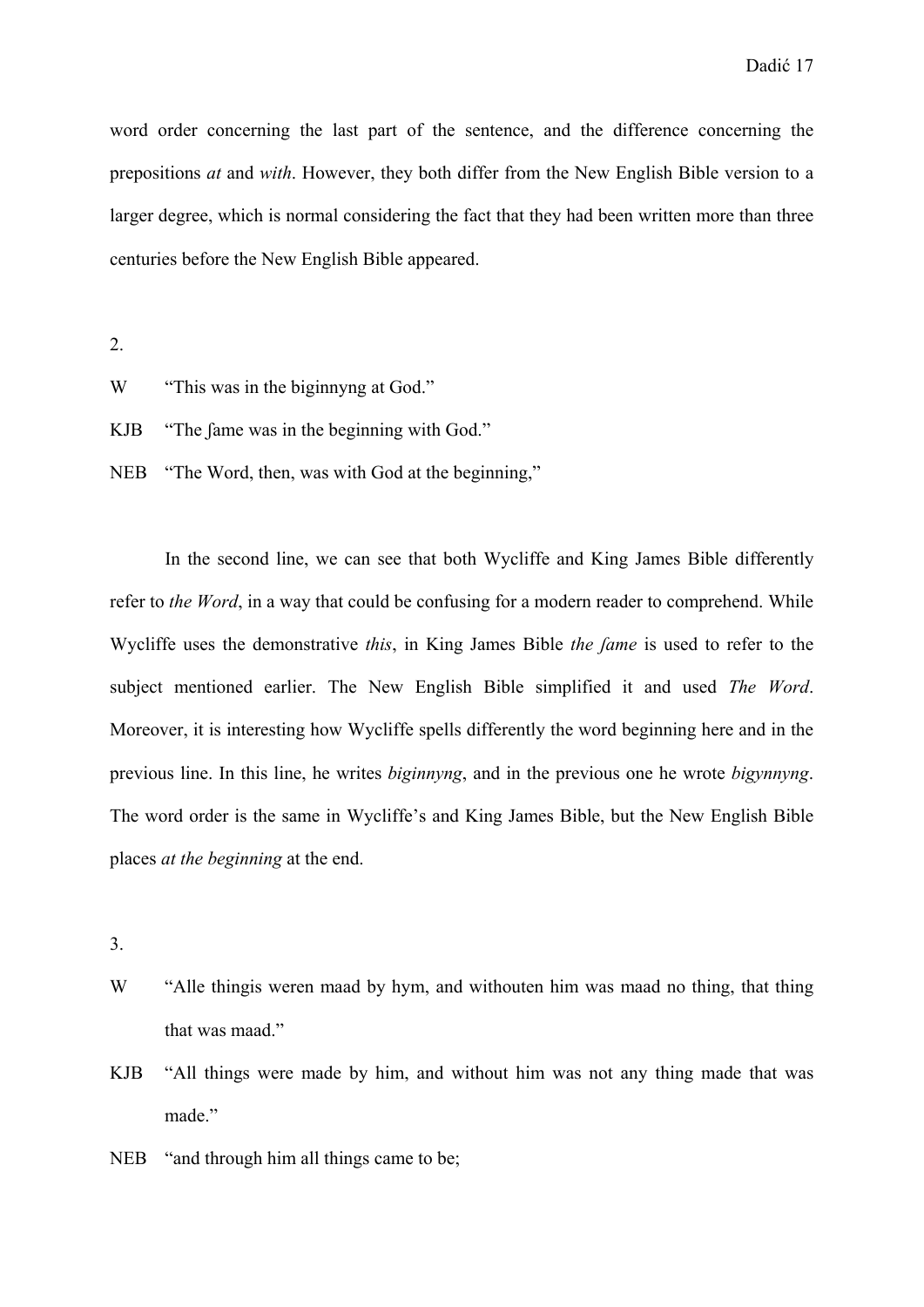word order concerning the last part of the sentence, and the difference concerning the prepositions *at* and *with*. However, they both differ from the New English Bible version to a larger degree, which is normal considering the fact that they had been written more than three centuries before the New English Bible appeared.

2.

W “This was in the biginnyng at God.”

KJB “The ſame was in the beginning with God.”

NEB “The Word, then, was with God at the beginning,”

In the second line, we can see that both Wycliffe and King James Bible differently refer to *the Word*, in a way that could be confusing for a modern reader to comprehend. While Wycliffe uses the demonstrative *this*, in King James Bible *the ſame* is used to refer to the subject mentioned earlier. The New English Bible simplified it and used *The Word*. Moreover, it is interesting how Wycliffe spells differently the word beginning here and in the previous line. In this line, he writes *biginnyng*, and in the previous one he wrote *bigynnyng*. The word order is the same in Wycliffe’s and King James Bible, but the New English Bible places *at the beginning* at the end.

3.

W “Alle thingis weren maad by hym, and withouten him was maad no thing, that thing that was maad.”

KJB “All things were made by him, and without him was not any thing made that was made.”

NEB “and through him all things came to be;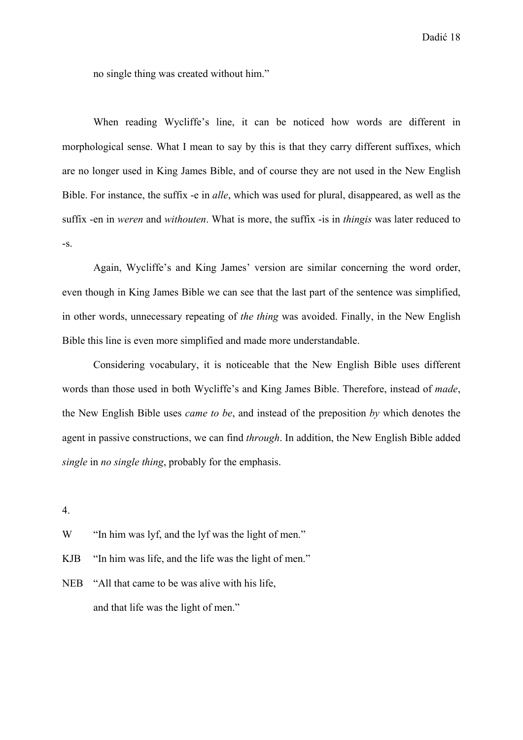no single thing was created without him."

When reading Wycliffe's line, it can be noticed how words are different in morphological sense. What I mean to say by this is that they carry different suffixes, which are no longer used in King James Bible, and of course they are not used in the New English Bible. For instance, the suffix -e in *alle*, which was used for plural, disappeared, as well as the suffix -en in *weren* and *withouten*. What is more, the suffix -is in *thingis* was later reduced to -s.

Again, Wycliffe's and King James' version are similar concerning the word order, even though in King James Bible we can see that the last part of the sentence was simplified, in other words, unnecessary repeating of *the thing* was avoided. Finally, in the New English Bible this line is even more simplified and made more understandable.

Considering vocabulary, it is noticeable that the New English Bible uses different words than those used in both Wycliffe's and King James Bible. Therefore, instead of *made*, the New English Bible uses *came to be*, and instead of the preposition *by* which denotes the agent in passive constructions, we can find *through*. In addition, the New English Bible added *single* in *no single thing*, probably for the emphasis.

4.

W "In him was lyf, and the lyf was the light of men."

KJB "In him was life, and the life was the light of men."

NEB "All that came to be was alive with his life,
and that life was the light of men."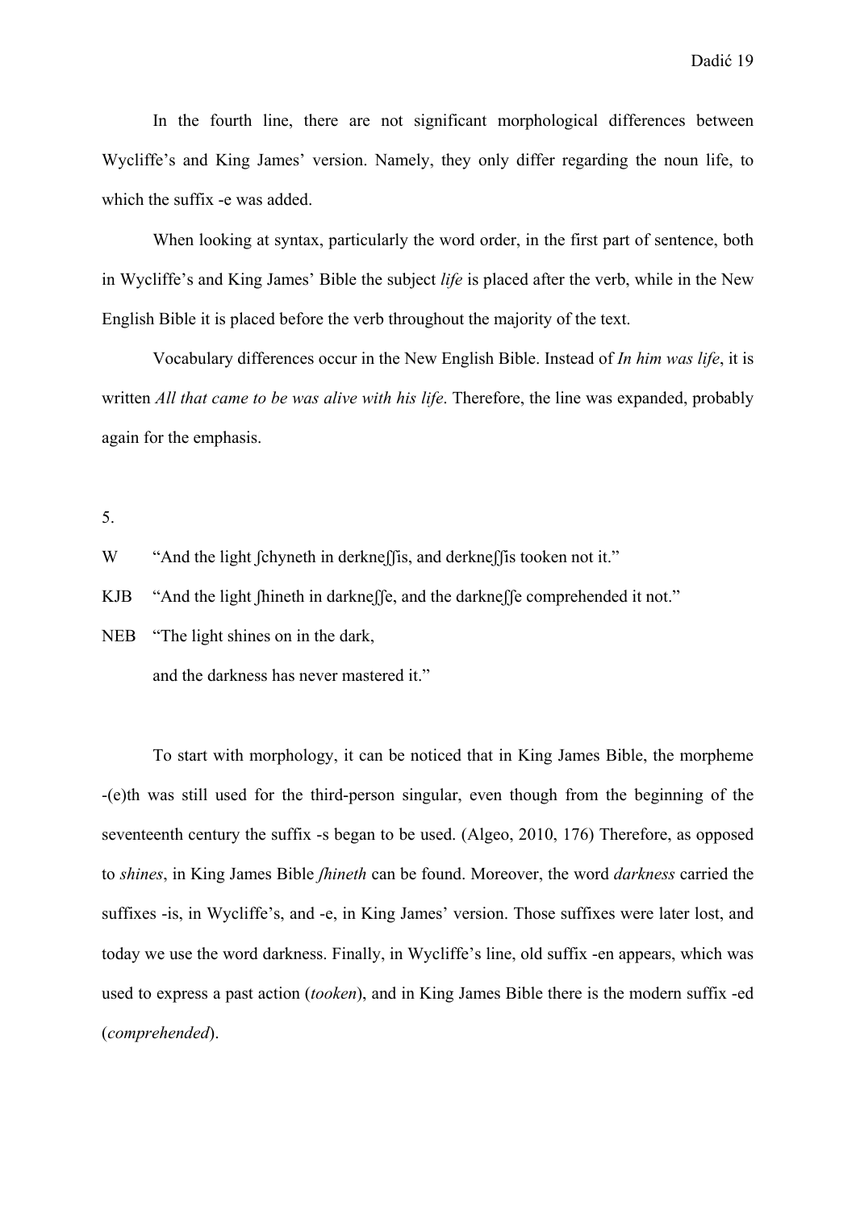In the fourth line, there are not significant morphological differences between Wycliffe's and King James' version. Namely, they only differ regarding the noun life, to which the suffix -e was added.

When looking at syntax, particularly the word order, in the first part of sentence, both in Wycliffe's and King James' Bible the subject *life* is placed after the verb, while in the New English Bible it is placed before the verb throughout the majority of the text.

Vocabulary differences occur in the New English Bible. Instead of *In him was life*, it is written *All that came to be was alive with his life*. Therefore, the line was expanded, probably again for the emphasis.

5.

W "And the light ſchyneth in derkneſſis, and derkneſſis tooken not it."

KJB "And the light ſhineth in darkneſſe, and the darkneſſe comprehended it not."

NEB "The light shines on in the dark,

and the darkness has never mastered it."

To start with morphology, it can be noticed that in King James Bible, the morpheme -(e)th was still used for the third-person singular, even though from the beginning of the seventeenth century the suffix -s began to be used. (Algeo, 2010, 176) Therefore, as opposed to *shines*, in King James Bible *ſhineth* can be found. Moreover, the word *darkness* carried the suffixes -is, in Wycliffe's, and -e, in King James' version. Those suffixes were later lost, and today we use the word darkness. Finally, in Wycliffe's line, old suffix -en appears, which was used to express a past action (*tooken*), and in King James Bible there is the modern suffix -ed (*comprehended*).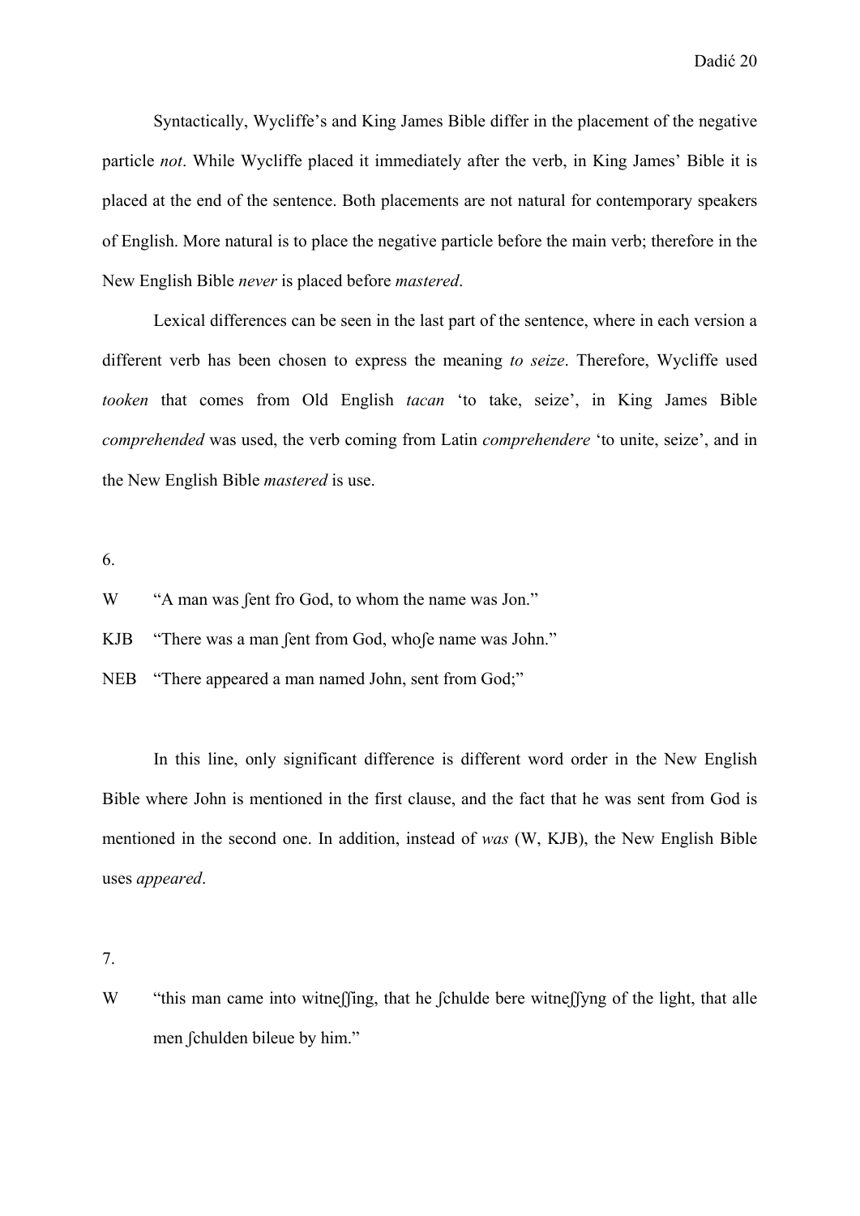Syntactically, Wycliffe's and King James Bible differ in the placement of the negative particle *not*. While Wycliffe placed it immediately after the verb, in King James' Bible it is placed at the end of the sentence. Both placements are not natural for contemporary speakers of English. More natural is to place the negative particle before the main verb; therefore in the New English Bible *never* is placed before *mastered*.

Lexical differences can be seen in the last part of the sentence, where in each version a different verb has been chosen to express the meaning *to seize*. Therefore, Wycliffe used *tooken* that comes from Old English *tacan* 'to take, seize', in King James Bible *comprehended* was used, the verb coming from Latin *comprehendere* 'to unite, seize', and in the New English Bible *mastered* is use.

6.

W "A man was ſent fro God, to whom the name was Jon."

KJB "There was a man ſent from God, whoſe name was John."

NEB "There appeared a man named John, sent from God;"

In this line, only significant difference is different word order in the New English Bible where John is mentioned in the first clause, and the fact that he was sent from God is mentioned in the second one. In addition, instead of *was* (W, KJB), the New English Bible uses *appeared*.

7.

W "this man came into witneſſing, that he ſchulde bere witneſſyng of the light, that alle men ſchulden bileue by him."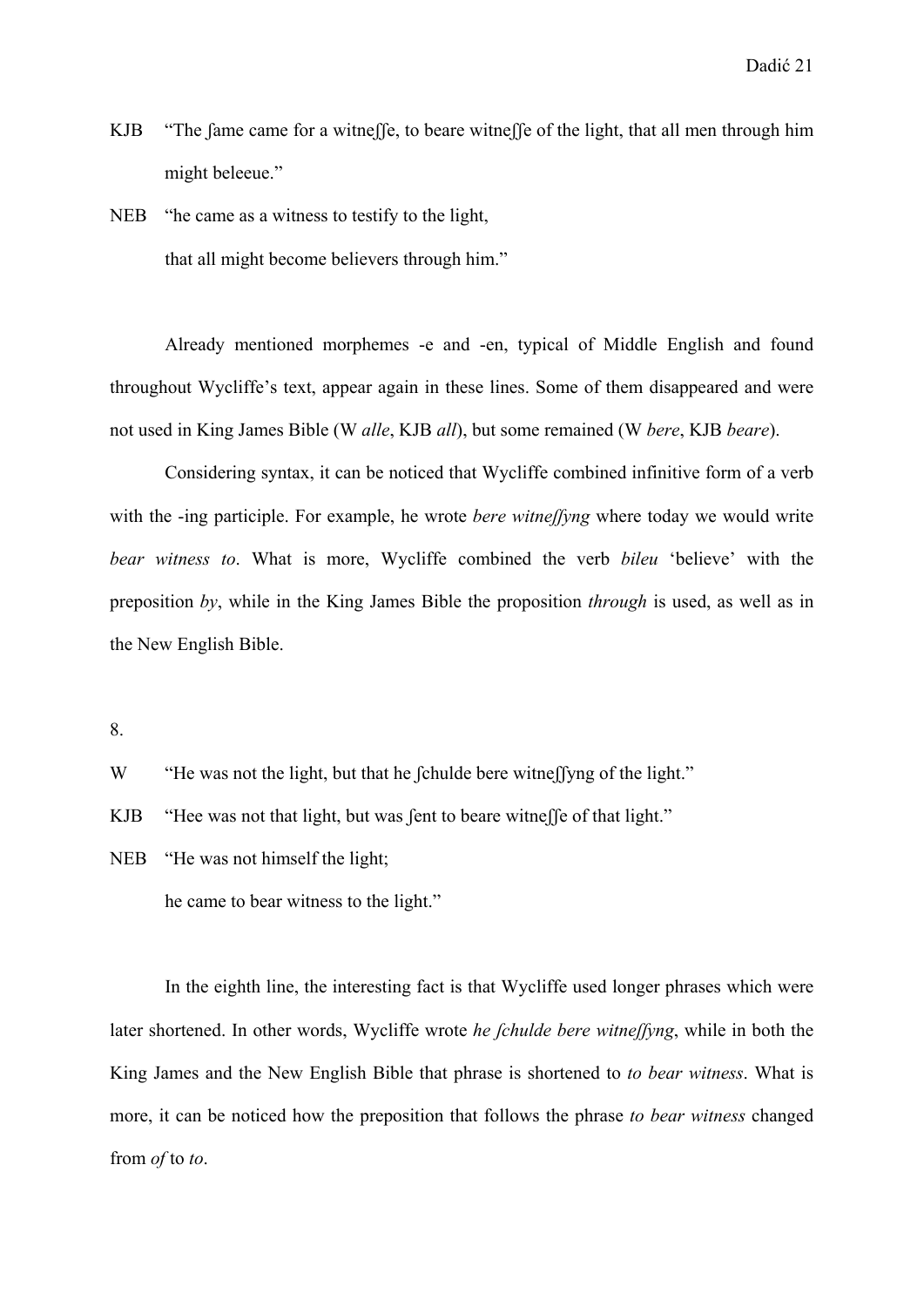KJB "The ſame came for a witneſſe, to beare witneſſe of the light, that all men through him might beleeue."

NEB "he came as a witness to testify to the light,
that all might become believers through him."

Already mentioned morphemes -e and -en, typical of Middle English and found throughout Wycliffe's text, appear again in these lines. Some of them disappeared and were not used in King James Bible (W *alle*, KJB *all*), but some remained (W *bere*, KJB *beare*).

Considering syntax, it can be noticed that Wycliffe combined infinitive form of a verb with the -ing participle. For example, he wrote *bere witneſſyng* where today we would write *bear witness to*. What is more, Wycliffe combined the verb *bileu* 'believe' with the preposition *by*, while in the King James Bible the proposition *through* is used, as well as in the New English Bible.

8.

W "He was not the light, but that he ſchulde bere witneſſyng of the light."

KJB "Hee was not that light, but was ſent to beare witneſſe of that light."

NEB "He was not himself the light;
he came to bear witness to the light."

In the eighth line, the interesting fact is that Wycliffe used longer phrases which were later shortened. In other words, Wycliffe wrote *he ſchulde bere witneſſyng*, while in both the King James and the New English Bible that phrase is shortened to *to bear witness*. What is more, it can be noticed how the preposition that follows the phrase *to bear witness* changed from *of* to *to*.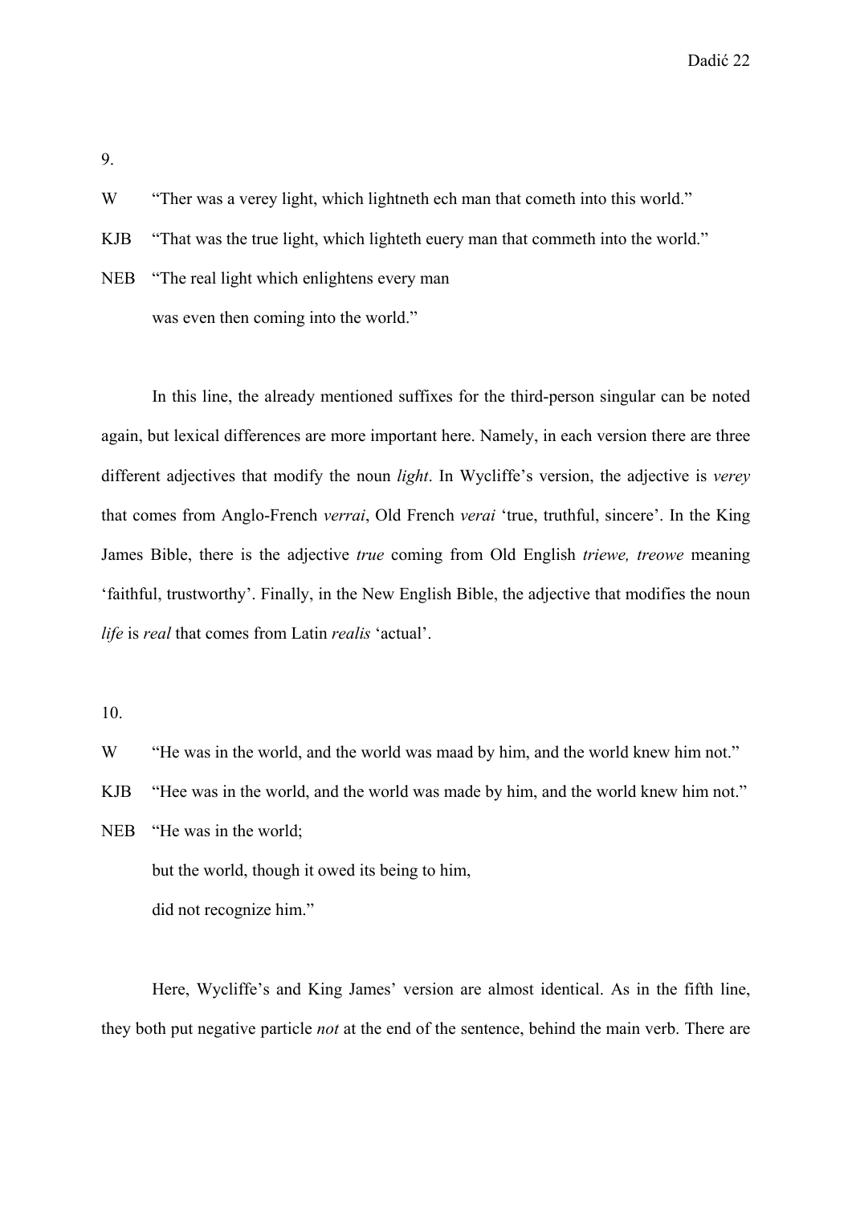9.

W “Ther was a verey light, which lightneth ech man that cometh into this world.”

KJB “That was the true light, which lighteth euery man that commeth into the world.”

NEB “The real light which enlightens every man

was even then coming into the world.”

In this line, the already mentioned suffixes for the third-person singular can be noted again, but lexical differences are more important here. Namely, in each version there are three different adjectives that modify the noun *light*. In Wycliffe’s version, the adjective is *verey* that comes from Anglo-French *verrai*, Old French *verai* ‘true, truthful, sincere’. In the King James Bible, there is the adjective *true* coming from Old English *triewe, treowe* meaning ‘faithful, trustworthy’. Finally, in the New English Bible, the adjective that modifies the noun *life* is *real* that comes from Latin *realis* ‘actual’.

10.

W “He was in the world, and the world was maad by him, and the world knew him not.”

KJB “Hee was in the world, and the world was made by him, and the world knew him not.”

NEB “He was in the world;

but the world, though it owed its being to him,

did not recognize him.”

Here, Wycliffe’s and King James’ version are almost identical. As in the fifth line, they both put negative particle *not* at the end of the sentence, behind the main verb. There are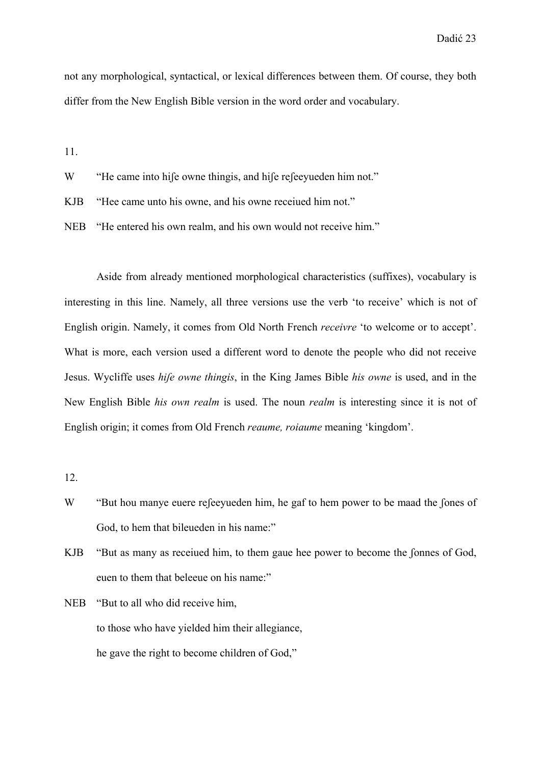not any morphological, syntactical, or lexical differences between them. Of course, they both differ from the New English Bible version in the word order and vocabulary.

11.

W "He came into hiſe owne thingis, and hiſe reſeeyueden him not."

KJB "Hee came unto his owne, and his owne receiued him not."

NEB "He entered his own realm, and his own would not receive him."

Aside from already mentioned morphological characteristics (suffixes), vocabulary is interesting in this line. Namely, all three versions use the verb 'to receive' which is not of English origin. Namely, it comes from Old North French *receivre* 'to welcome or to accept'. What is more, each version used a different word to denote the people who did not receive Jesus. Wycliffe uses *hiſe owne thingis*, in the King James Bible *his owne* is used, and in the New English Bible *his own realm* is used. The noun *realm* is interesting since it is not of English origin; it comes from Old French *reaume, roiaume* meaning 'kingdom'.

12.

W "But hou manye euere reſeeyueden him, he gaf to hem power to be maad the ſones of God, to hem that bileueden in his name:"

KJB "But as many as receiued him, to them gaue hee power to become the ſonnes of God, euen to them that beleeue on his name:"

NEB "But to all who did receive him,
to those who have yielded him their allegiance,
he gave the right to become children of God,"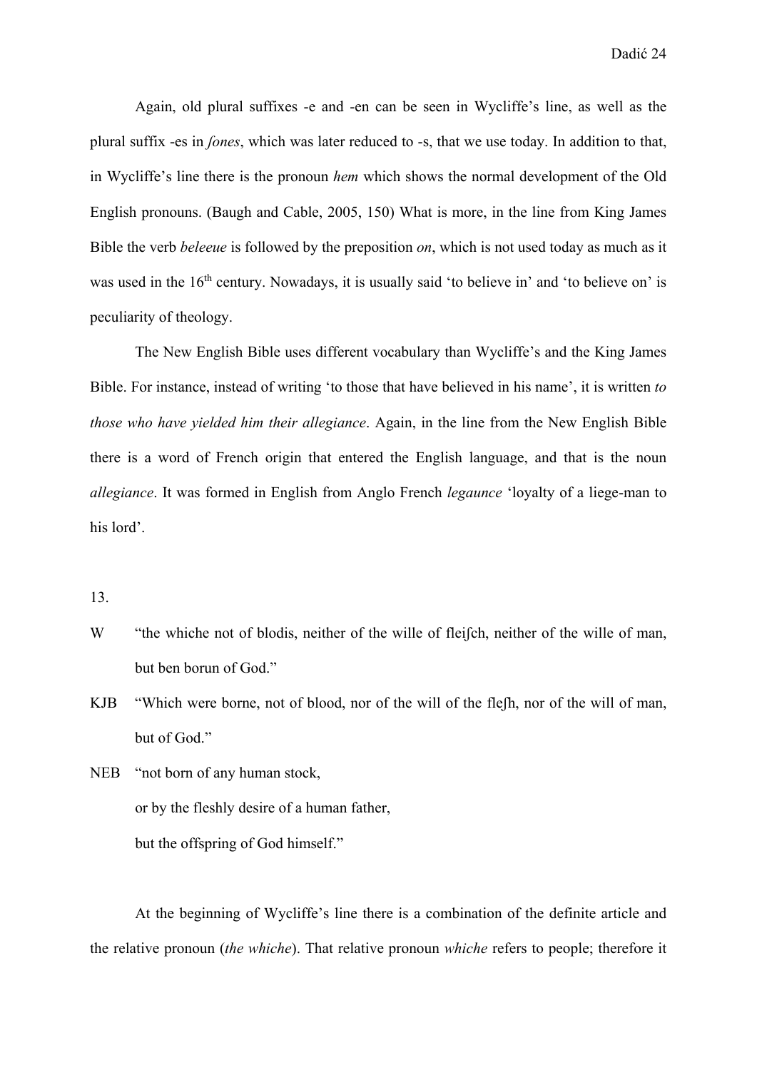Again, old plural suffixes -e and -en can be seen in Wycliffe's line, as well as the plural suffix -es in *fones*, which was later reduced to -s, that we use today. In addition to that, in Wycliffe's line there is the pronoun *hem* which shows the normal development of the Old English pronouns. (Baugh and Cable, 2005, 150) What is more, in the line from King James Bible the verb *beleeue* is followed by the preposition *on*, which is not used today as much as it was used in the 16th century. Nowadays, it is usually said 'to believe in' and 'to believe on' is peculiarity of theology.

The New English Bible uses different vocabulary than Wycliffe's and the King James Bible. For instance, instead of writing 'to those that have believed in his name', it is written *to those who have yielded him their allegiance*. Again, in the line from the New English Bible there is a word of French origin that entered the English language, and that is the noun *allegiance*. It was formed in English from Anglo French *legaunce* 'loyalty of a liege-man to his lord'.

13.

W "the whiche not of blodis, neither of the wille of fleiſch, neither of the wille of man, but ben borun of God."

KJB "Which were borne, not of blood, nor of the will of the fleſh, nor of the will of man, but of God."

NEB "not born of any human stock,
or by the fleshly desire of a human father,
but the offspring of God himself."

At the beginning of Wycliffe's line there is a combination of the definite article and the relative pronoun (*the whiche*). That relative pronoun *whiche* refers to people; therefore it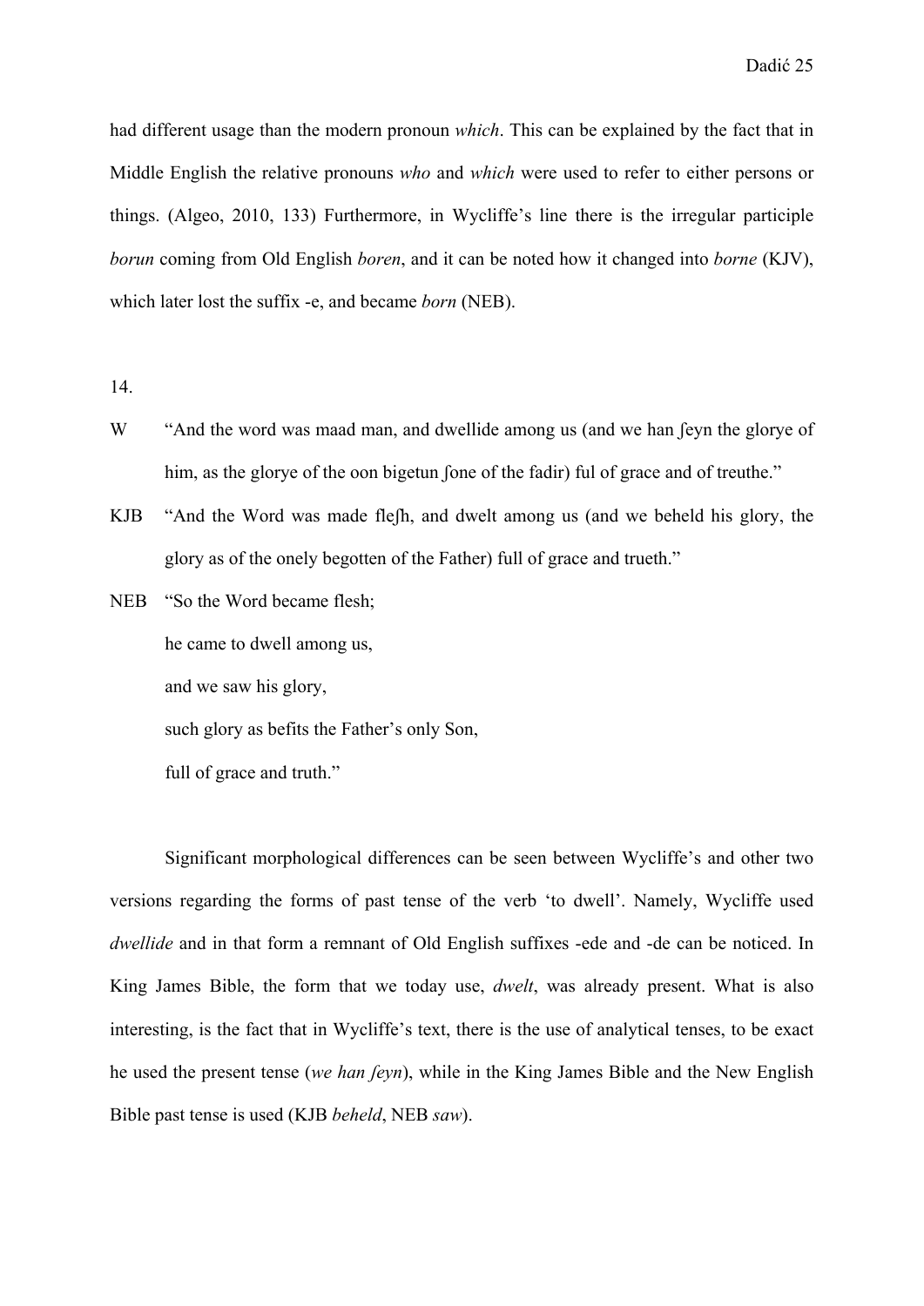had different usage than the modern pronoun *which*. This can be explained by the fact that in Middle English the relative pronouns *who* and *which* were used to refer to either persons or things. (Algeo, 2010, 133) Furthermore, in Wycliffe's line there is the irregular participle *borun* coming from Old English *boren*, and it can be noted how it changed into *borne* (KJV), which later lost the suffix -e, and became *born* (NEB).

14.

W "And the word was maad man, and dwellide among us (and we han ſeyn the glorye of him, as the glorye of the oon bigetun ſone of the fadir) ful of grace and of treuthe."

KJB "And the Word was made fleſh, and dwelt among us (and we beheld his glory, the glory as of the onely begotten of the Father) full of grace and trueth."

NEB "So the Word became flesh;
he came to dwell among us,
and we saw his glory,
such glory as befits the Father's only Son,
full of grace and truth."

Significant morphological differences can be seen between Wycliffe's and other two versions regarding the forms of past tense of the verb 'to dwell'. Namely, Wycliffe used *dwellide* and in that form a remnant of Old English suffixes -ede and -de can be noticed. In King James Bible, the form that we today use, *dwelt*, was already present. What is also interesting, is the fact that in Wycliffe's text, there is the use of analytical tenses, to be exact he used the present tense (*we han ſeyn*), while in the King James Bible and the New English Bible past tense is used (KJB *beheld*, NEB *saw*).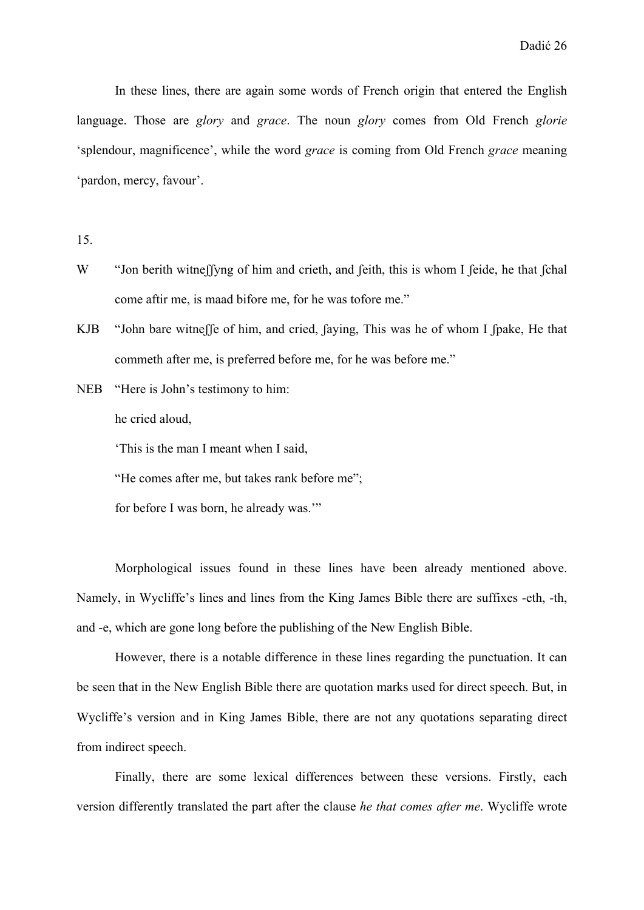In these lines, there are again some words of French origin that entered the English language. Those are *glory* and *grace*. The noun *glory* comes from Old French *glorie* 'splendour, magnificence', while the word *grace* is coming from Old French *grace* meaning 'pardon, mercy, favour'.

15.

W "Jon berith witneſſyng of him and crieth, and ſeith, this is whom I ſeide, he that ſchal come aftir me, is maad bifore me, for he was tofore me."

KJB "John bare witneſſe of him, and cried, ſaying, This was he of whom I ſpake, He that commeth after me, is preferred before me, for he was before me."

NEB "Here is John's testimony to him:

he cried aloud,

'This is the man I meant when I said,

"He comes after me, but takes rank before me";

for before I was born, he already was.'"

Morphological issues found in these lines have been already mentioned above. Namely, in Wycliffe's lines and lines from the King James Bible there are suffixes -eth, -th, and -e, which are gone long before the publishing of the New English Bible.

However, there is a notable difference in these lines regarding the punctuation. It can be seen that in the New English Bible there are quotation marks used for direct speech. But, in Wycliffe's version and in King James Bible, there are not any quotations separating direct from indirect speech.

Finally, there are some lexical differences between these versions. Firstly, each version differently translated the part after the clause *he that comes after me*. Wycliffe wrote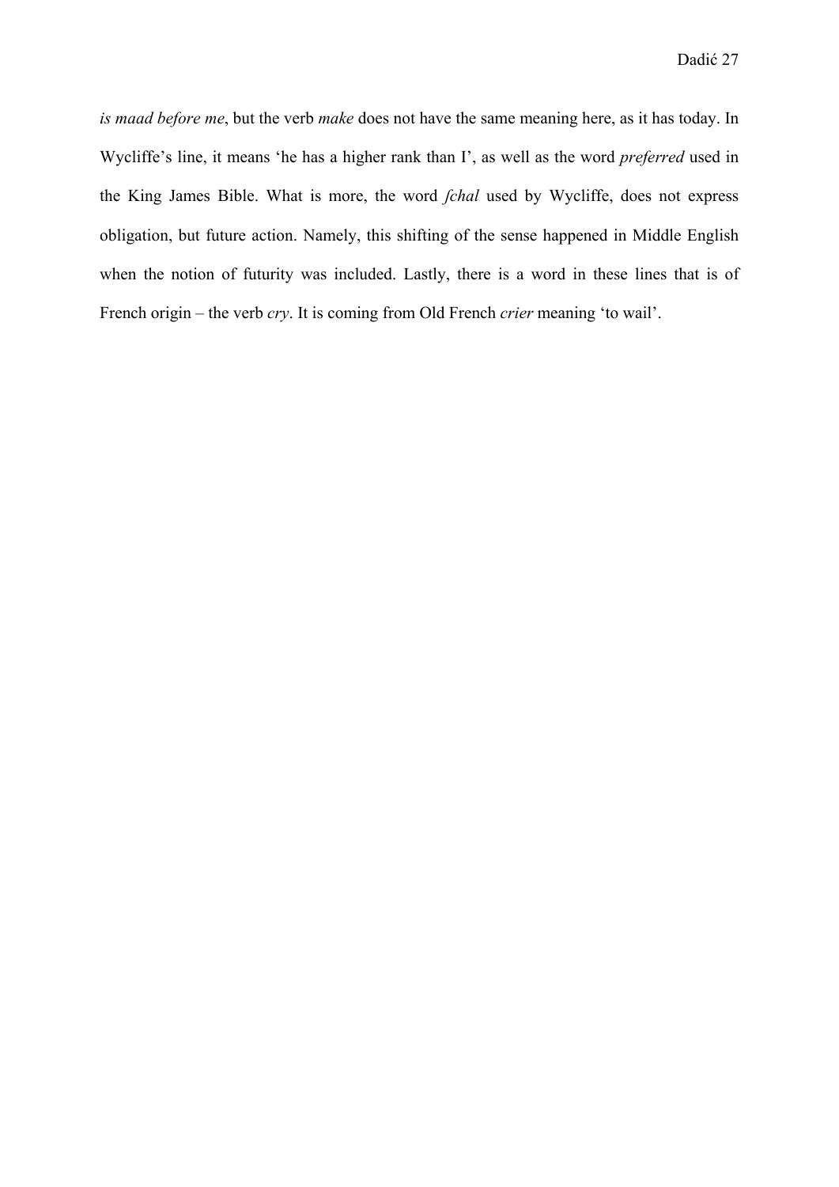*is maad before me*, but the verb *make* does not have the same meaning here, as it has today. In Wycliffe's line, it means 'he has a higher rank than I', as well as the word *preferred* used in the King James Bible. What is more, the word *ſchal* used by Wycliffe, does not express obligation, but future action. Namely, this shifting of the sense happened in Middle English when the notion of futurity was included. Lastly, there is a word in these lines that is of French origin – the verb *cry*. It is coming from Old French *crier* meaning 'to wail'.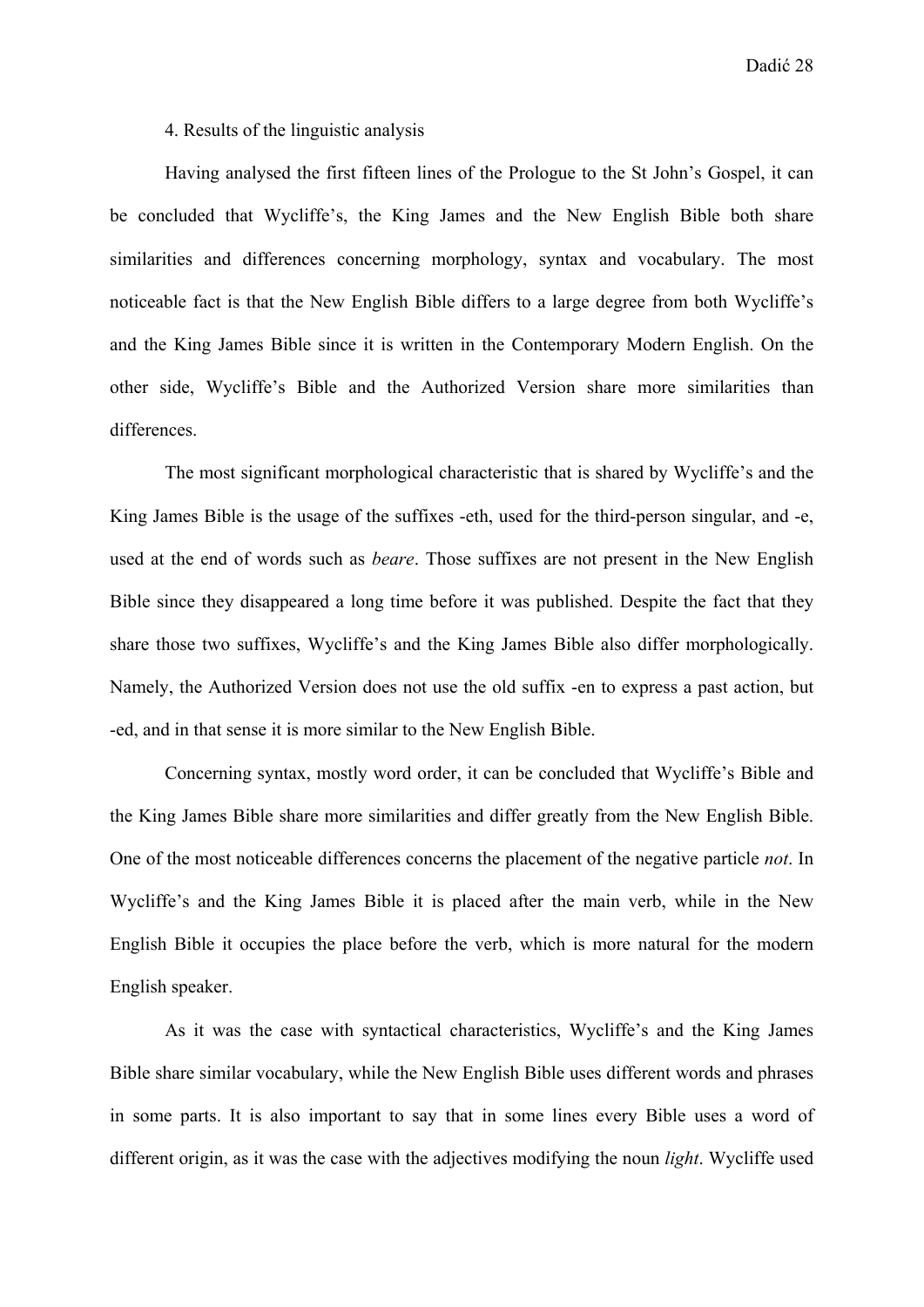## 4. Results of the linguistic analysis

Having analysed the first fifteen lines of the Prologue to the St John's Gospel, it can be concluded that Wycliffe's, the King James and the New English Bible both share similarities and differences concerning morphology, syntax and vocabulary. The most noticeable fact is that the New English Bible differs to a large degree from both Wycliffe's and the King James Bible since it is written in the Contemporary Modern English. On the other side, Wycliffe's Bible and the Authorized Version share more similarities than differences.

The most significant morphological characteristic that is shared by Wycliffe's and the King James Bible is the usage of the suffixes -eth, used for the third-person singular, and -e, used at the end of words such as *beare*. Those suffixes are not present in the New English Bible since they disappeared a long time before it was published. Despite the fact that they share those two suffixes, Wycliffe's and the King James Bible also differ morphologically. Namely, the Authorized Version does not use the old suffix -en to express a past action, but -ed, and in that sense it is more similar to the New English Bible.

Concerning syntax, mostly word order, it can be concluded that Wycliffe's Bible and the King James Bible share more similarities and differ greatly from the New English Bible. One of the most noticeable differences concerns the placement of the negative particle *not*. In Wycliffe's and the King James Bible it is placed after the main verb, while in the New English Bible it occupies the place before the verb, which is more natural for the modern English speaker.

As it was the case with syntactical characteristics, Wycliffe's and the King James Bible share similar vocabulary, while the New English Bible uses different words and phrases in some parts. It is also important to say that in some lines every Bible uses a word of different origin, as it was the case with the adjectives modifying the noun *light*. Wycliffe used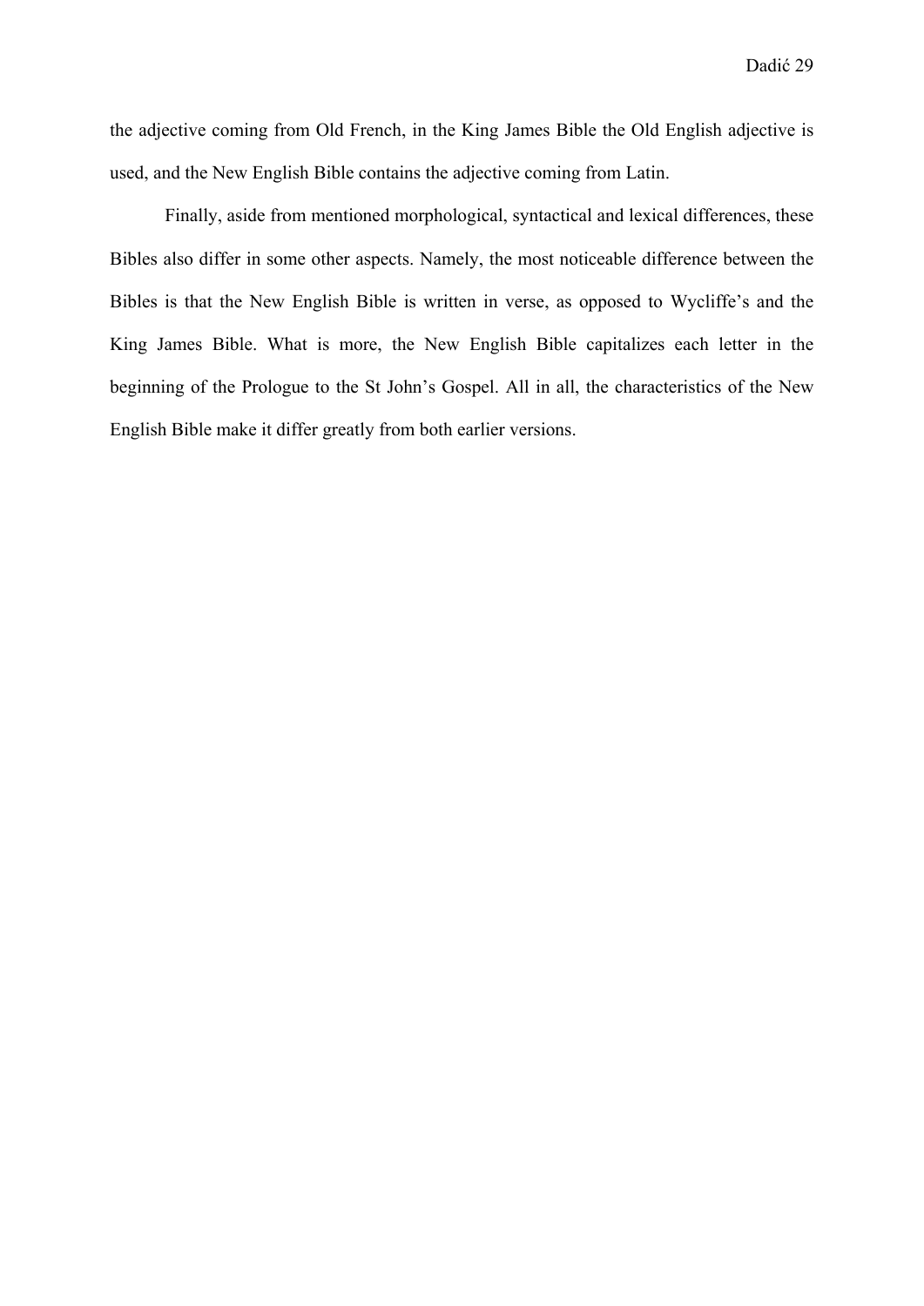the adjective coming from Old French, in the King James Bible the Old English adjective is used, and the New English Bible contains the adjective coming from Latin.

Finally, aside from mentioned morphological, syntactical and lexical differences, these Bibles also differ in some other aspects. Namely, the most noticeable difference between the Bibles is that the New English Bible is written in verse, as opposed to Wycliffe's and the King James Bible. What is more, the New English Bible capitalizes each letter in the beginning of the Prologue to the St John's Gospel. All in all, the characteristics of the New English Bible make it differ greatly from both earlier versions.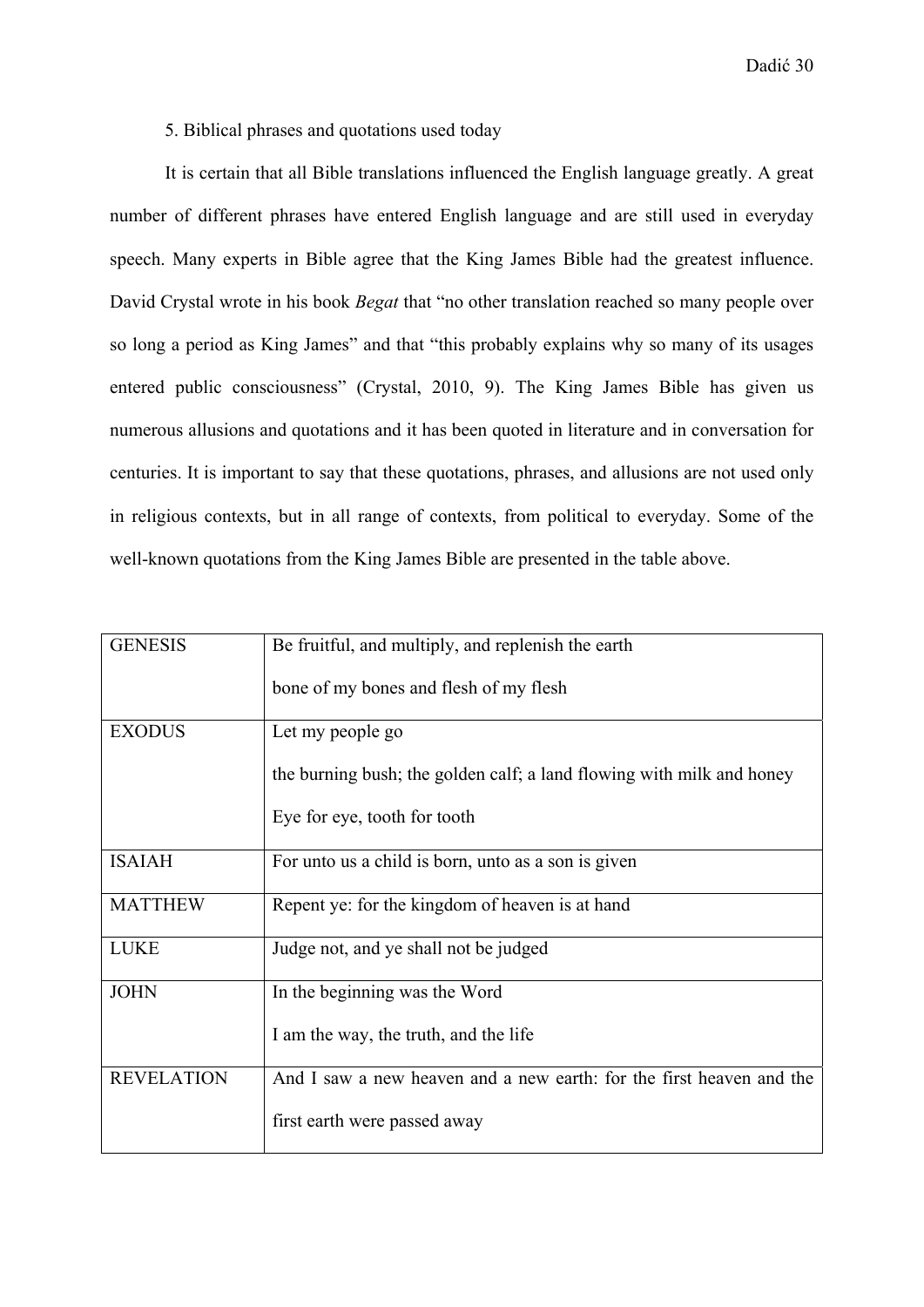## 5. Biblical phrases and quotations used today

It is certain that all Bible translations influenced the English language greatly. A great number of different phrases have entered English language and are still used in everyday speech. Many experts in Bible agree that the King James Bible had the greatest influence. David Crystal wrote in his book *Begat* that "no other translation reached so many people over so long a period as King James" and that "this probably explains why so many of its usages entered public consciousness" (Crystal, 2010, 9). The King James Bible has given us numerous allusions and quotations and it has been quoted in literature and in conversation for centuries. It is important to say that these quotations, phrases, and allusions are not used only in religious contexts, but in all range of contexts, from political to everyday. Some of the well-known quotations from the King James Bible are presented in the table above.

| | |
|---|---|
| GENESIS | Be fruitful, and multiply, and replenish the earth<br><br>bone of my bones and flesh of my flesh |
| EXODUS | Let my people go<br><br>the burning bush; the golden calf; a land flowing with milk and honey<br><br>Eye for eye, tooth for tooth |
| ISAIAH | For unto us a child is born, unto as a son is given |
| MATTHEW | Repent ye: for the kingdom of heaven is at hand |
| LUKE | Judge not, and ye shall not be judged |
| JOHN | In the beginning was the Word<br><br>I am the way, the truth, and the life |
| REVELATION | And I saw a new heaven and a new earth: for the first heaven and the first earth were passed away |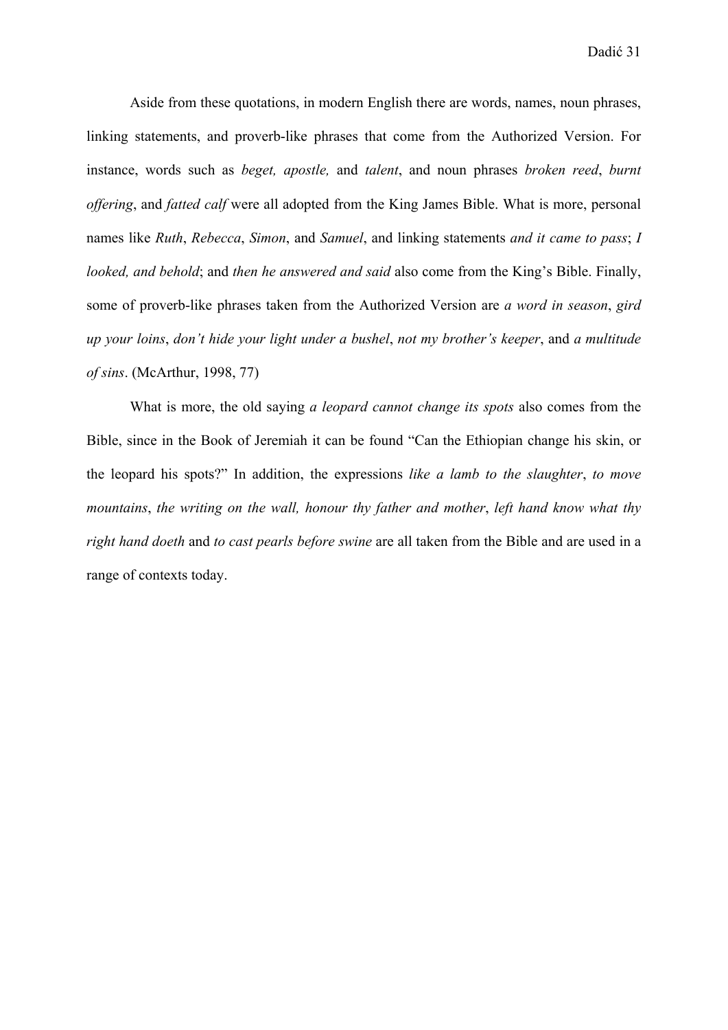Aside from these quotations, in modern English there are words, names, noun phrases, linking statements, and proverb-like phrases that come from the Authorized Version. For instance, words such as *beget, apostle,* and *talent*, and noun phrases *broken reed*, *burnt offering*, and *fatted calf* were all adopted from the King James Bible. What is more, personal names like *Ruth*, *Rebecca*, *Simon*, and *Samuel*, and linking statements *and it came to pass*; *I looked, and behold*; and *then he answered and said* also come from the King's Bible. Finally, some of proverb-like phrases taken from the Authorized Version are *a word in season*, *gird up your loins*, *don't hide your light under a bushel*, *not my brother's keeper*, and *a multitude of sins*. (McArthur, 1998, 77)

What is more, the old saying *a leopard cannot change its spots* also comes from the Bible, since in the Book of Jeremiah it can be found "Can the Ethiopian change his skin, or the leopard his spots?" In addition, the expressions *like a lamb to the slaughter*, *to move mountains*, *the writing on the wall, honour thy father and mother*, *left hand know what thy right hand doeth* and *to cast pearls before swine* are all taken from the Bible and are used in a range of contexts today.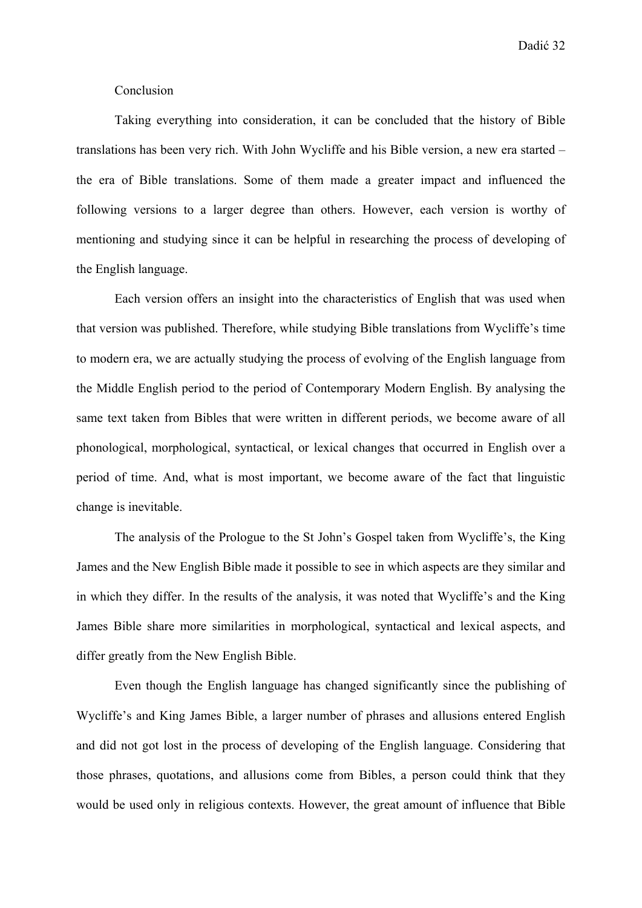## Conclusion

Taking everything into consideration, it can be concluded that the history of Bible translations has been very rich. With John Wycliffe and his Bible version, a new era started – the era of Bible translations. Some of them made a greater impact and influenced the following versions to a larger degree than others. However, each version is worthy of mentioning and studying since it can be helpful in researching the process of developing of the English language.

Each version offers an insight into the characteristics of English that was used when that version was published. Therefore, while studying Bible translations from Wycliffe's time to modern era, we are actually studying the process of evolving of the English language from the Middle English period to the period of Contemporary Modern English. By analysing the same text taken from Bibles that were written in different periods, we become aware of all phonological, morphological, syntactical, or lexical changes that occurred in English over a period of time. And, what is most important, we become aware of the fact that linguistic change is inevitable.

The analysis of the Prologue to the St John's Gospel taken from Wycliffe's, the King James and the New English Bible made it possible to see in which aspects are they similar and in which they differ. In the results of the analysis, it was noted that Wycliffe's and the King James Bible share more similarities in morphological, syntactical and lexical aspects, and differ greatly from the New English Bible.

Even though the English language has changed significantly since the publishing of Wycliffe's and King James Bible, a larger number of phrases and allusions entered English and did not got lost in the process of developing of the English language. Considering that those phrases, quotations, and allusions come from Bibles, a person could think that they would be used only in religious contexts. However, the great amount of influence that Bible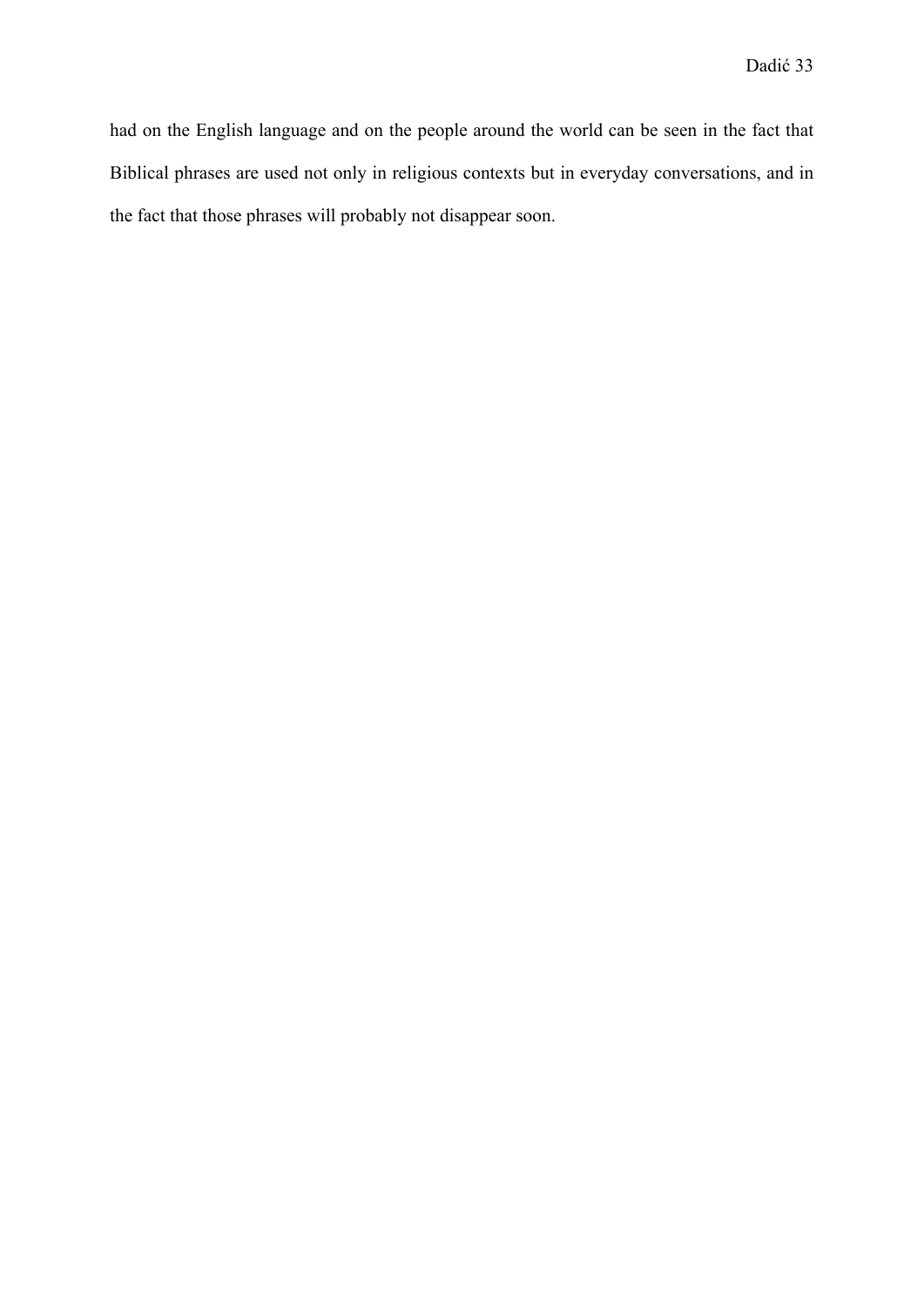had on the English language and on the people around the world can be seen in the fact that Biblical phrases are used not only in religious contexts but in everyday conversations, and in the fact that those phrases will probably not disappear soon.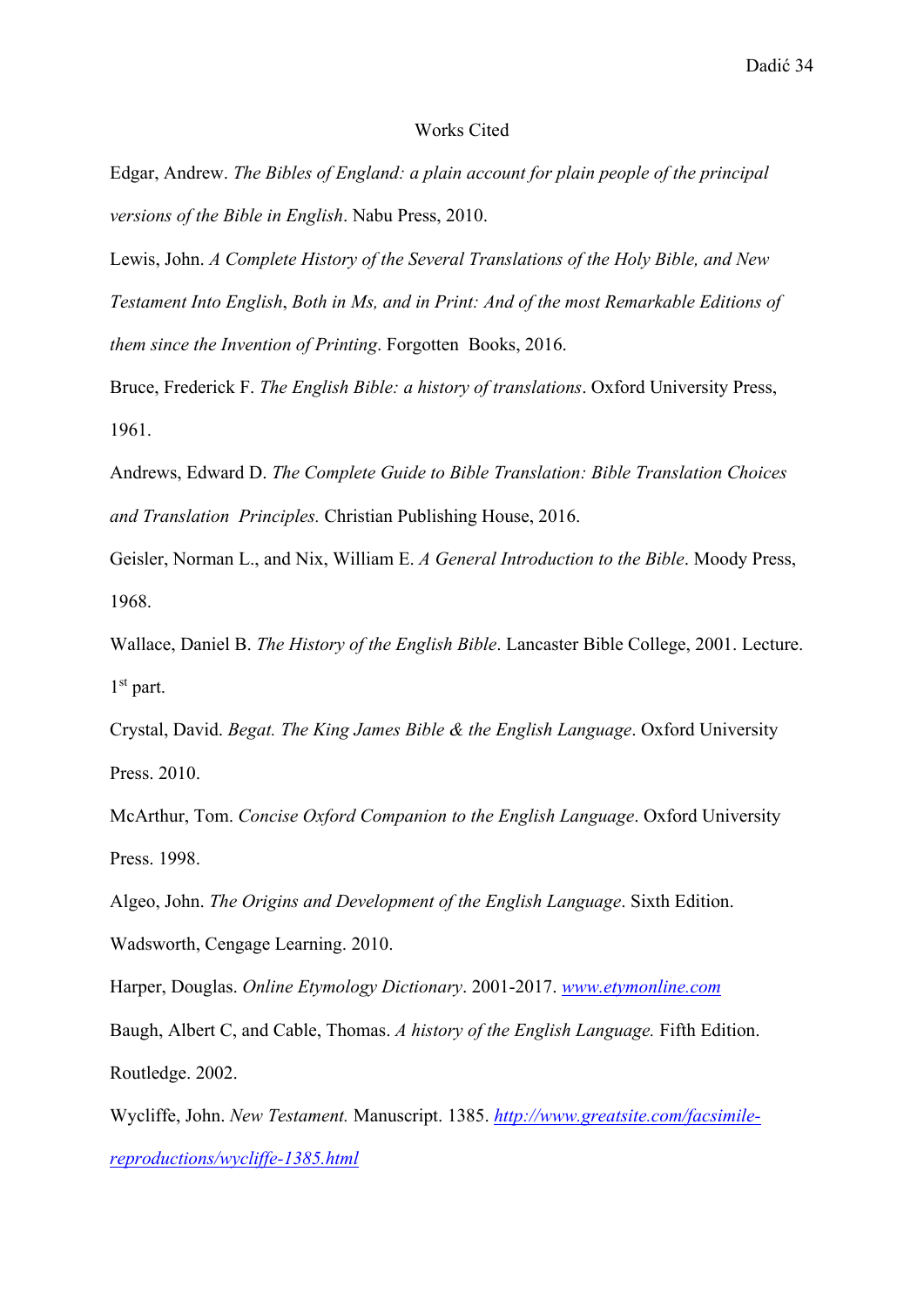# Works Cited

Edgar, Andrew. *The Bibles of England: a plain account for plain people of the principal versions of the Bible in English*. Nabu Press, 2010.

Lewis, John. *A Complete History of the Several Translations of the Holy Bible, and New Testament Into English*, *Both in Ms, and in Print: And of the most Remarkable Editions of them since the Invention of Printing*. Forgotten Books, 2016.

Bruce, Frederick F. *The English Bible: a history of translations*. Oxford University Press, 1961.

Andrews, Edward D. *The Complete Guide to Bible Translation: Bible Translation Choices and Translation Principles.* Christian Publishing House, 2016.

Geisler, Norman L., and Nix, William E. *A General Introduction to the Bible*. Moody Press, 1968.

Wallace, Daniel B. *The History of the English Bible*. Lancaster Bible College, 2001. Lecture. 1st part.

Crystal, David. *Begat. The King James Bible & the English Language*. Oxford University Press. 2010.

McArthur, Tom. *Concise Oxford Companion to the English Language*. Oxford University Press. 1998.

Algeo, John. *The Origins and Development of the English Language*. Sixth Edition. Wadsworth, Cengage Learning. 2010.

Harper, Douglas. *Online Etymology Dictionary*. 2001-2017. [www.etymonline.com](www.etymonline.com)

Baugh, Albert C, and Cable, Thomas. *A history of the English Language.* Fifth Edition. Routledge. 2002.

Wycliffe, John. *New Testament.* Manuscript. 1385. [http://www.greatsite.com/facsimile-reproductions/wycliffe-1385.html](http://www.greatsite.com/facsimile-reproductions/wycliffe-1385.html)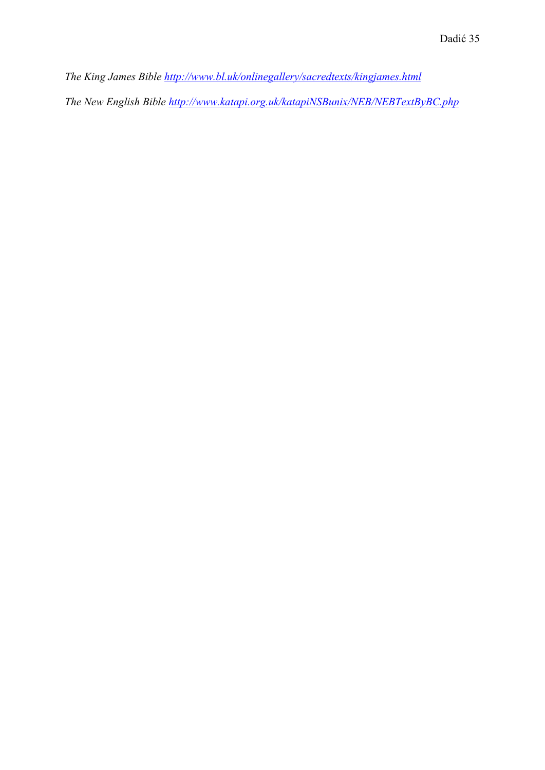*The King James Bible* http://www.bl.uk/onlinegallery/sacredtexts/kingjames.html

*The New English Bible* http://www.katapi.org.uk/katapiNSBunix/NEB/NEBTextByBC.php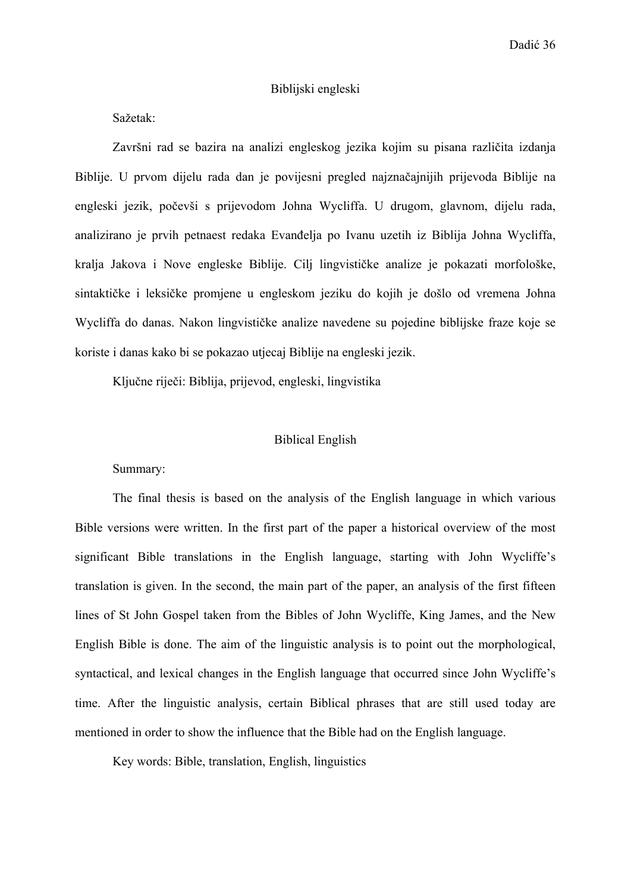## Biblijski engleski

Sažetak:

Završni rad se bazira na analizi engleskog jezika kojim su pisana različita izdanja Biblije. U prvom dijelu rada dan je povijesni pregled najznačajnijih prijevoda Biblije na engleski jezik, počevši s prijevodom Johna Wycliffa. U drugom, glavnom, dijelu rada, analizirano je prvih petnaest redaka Evanđelja po Ivanu uzetih iz Biblija Johna Wycliffa, kralja Jakova i Nove engleske Biblije. Cilj lingvističke analize je pokazati morfološke, sintaktičke i leksičke promjene u engleskom jeziku do kojih je došlo od vremena Johna Wycliffa do danas. Nakon lingvističke analize navedene su pojedine biblijske fraze koje se koriste i danas kako bi se pokazao utjecaj Biblije na engleski jezik.

Ključne riječi: Biblija, prijevod, engleski, lingvistika

## Biblical English

Summary:

The final thesis is based on the analysis of the English language in which various Bible versions were written. In the first part of the paper a historical overview of the most significant Bible translations in the English language, starting with John Wycliffe's translation is given. In the second, the main part of the paper, an analysis of the first fifteen lines of St John Gospel taken from the Bibles of John Wycliffe, King James, and the New English Bible is done. The aim of the linguistic analysis is to point out the morphological, syntactical, and lexical changes in the English language that occurred since John Wycliffe's time. After the linguistic analysis, certain Biblical phrases that are still used today are mentioned in order to show the influence that the Bible had on the English language.

Key words: Bible, translation, English, linguistics